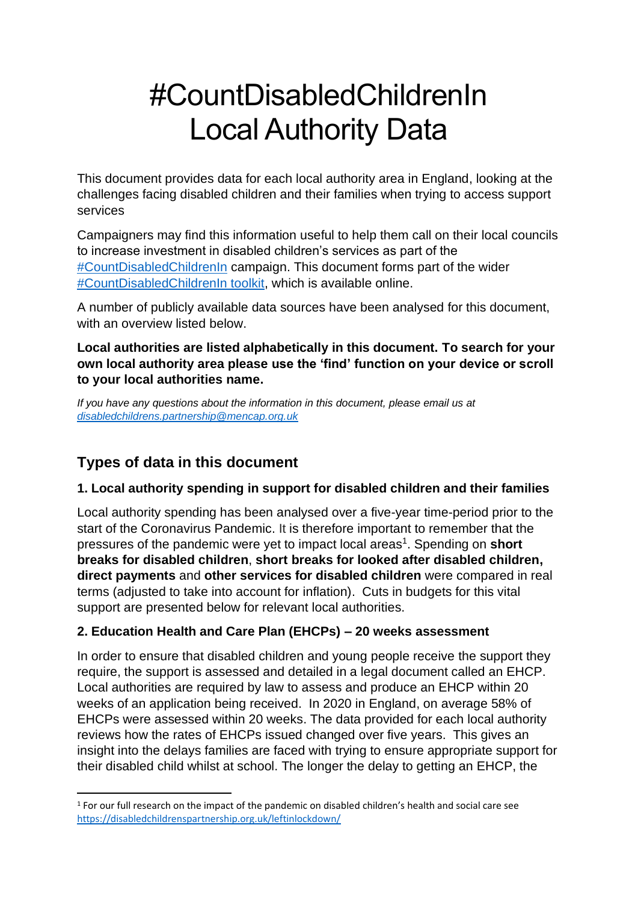# #CountDisabledChildrenIn Local Authority Data

This document provides data for each local authority area in England, looking at the challenges facing disabled children and their families when trying to access support services

Campaigners may find this information useful to help them call on their local councils to increase investment in disabled children's services as part of the #CountDisabledChildrenIn campaign. This document forms part of the wider #CountDisabledChildrenIn toolkit, which is available online.

A number of publicly available data sources have been analysed for this document, with an overview listed below.

**Local authorities are listed alphabetically in this document. To search for your own local authority area please use the 'find' function on your device or scroll to your local authorities name.**

*If you have any questions about the information in this document, please email us at disabledchildrens.partnership@mencap.org.uk*

## Types of data in this document

### 1. Local authority spending in support for disabled children and their families

Local authority spending has been analysed over a five-year time-period prior to the start of the Coronavirus Pandemic. It is therefore important to remember that the pressures of the pandemic were yet to impact local areas[1]. Spending on **short breaks for disabled children**, **short breaks for looked after disabled children, direct payments** and **other services for disabled children** were compared in real terms (adjusted to take into account for inflation). Cuts in budgets for this vital support are presented below for relevant local authorities.

### 2. Education Health and Care Plan (EHCPs) – 20 weeks assessment

In order to ensure that disabled children and young people receive the support they require, the support is assessed and detailed in a legal document called an EHCP. Local authorities are required by law to assess and produce an EHCP within 20 weeks of an application being received. In 2020 in England, on average 58% of EHCPs were assessed within 20 weeks. The data provided for each local authority reviews how the rates of EHCPs issued changed over five years. This gives an insight into the delays families are faced with trying to ensure appropriate support for their disabled child whilst at school. The longer the delay to getting an EHCP, the

[1] For our full research on the impact of the pandemic on disabled children's health and social care see https://disabledchildrenspartnership.org.uk/leftinlockdown/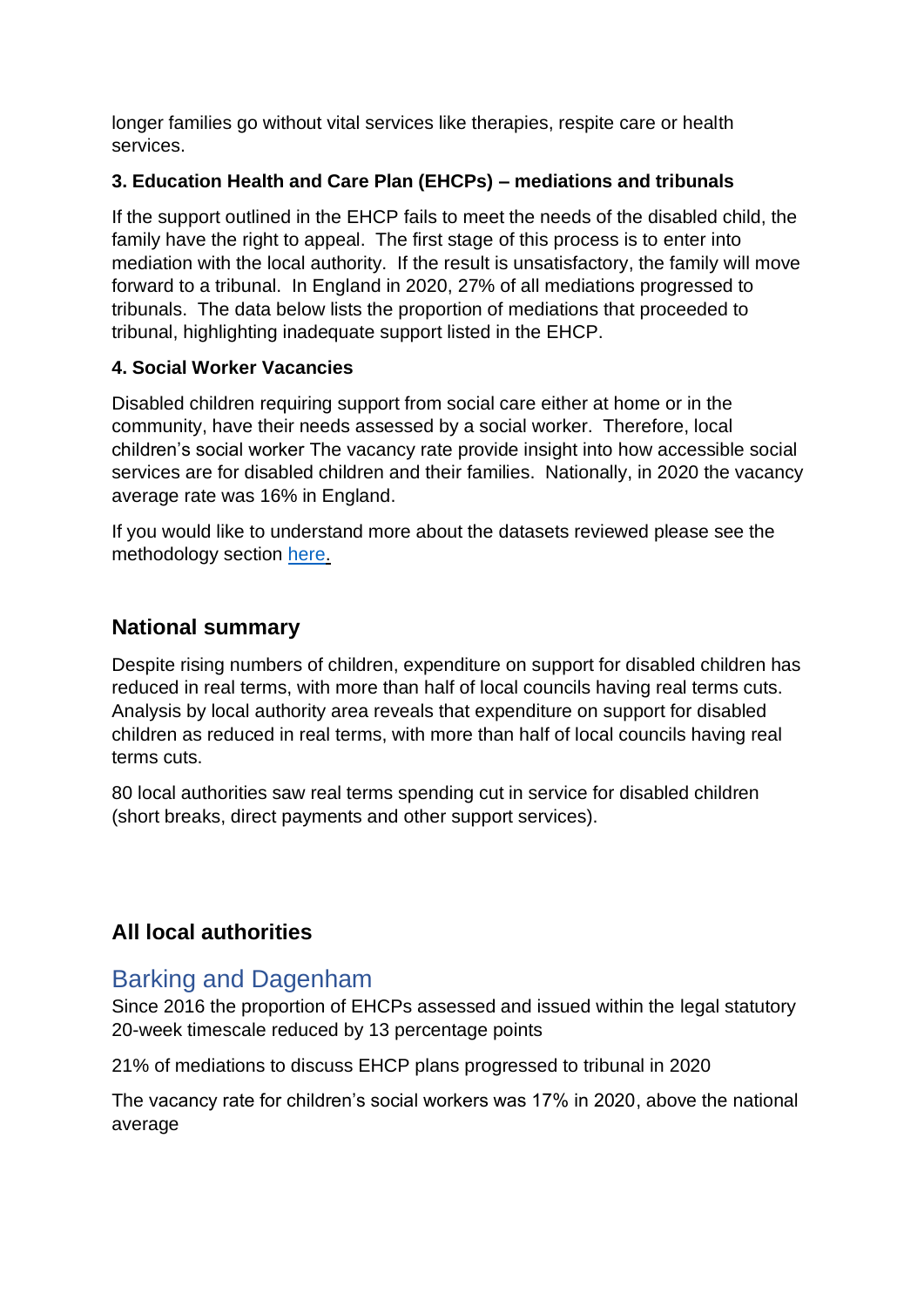longer families go without vital services like therapies, respite care or health services.

### 3. Education Health and Care Plan (EHCPs) – mediations and tribunals

If the support outlined in the EHCP fails to meet the needs of the disabled child, the family have the right to appeal. The first stage of this process is to enter into mediation with the local authority. If the result is unsatisfactory, the family will move forward to a tribunal. In England in 2020, 27% of all mediations progressed to tribunals. The data below lists the proportion of mediations that proceeded to tribunal, highlighting inadequate support listed in the EHCP.

### 4. Social Worker Vacancies

Disabled children requiring support from social care either at home or in the community, have their needs assessed by a social worker. Therefore, local children's social worker The vacancy rate provide insight into how accessible social services are for disabled children and their families. Nationally, in 2020 the vacancy average rate was 16% in England.

If you would like to understand more about the datasets reviewed please see the methodology section [here.]()

## National summary

Despite rising numbers of children, expenditure on support for disabled children has reduced in real terms, with more than half of local councils having real terms cuts. Analysis by local authority area reveals that expenditure on support for disabled children as reduced in real terms, with more than half of local councils having real terms cuts.

80 local authorities saw real terms spending cut in service for disabled children (short breaks, direct payments and other support services).

## All local authorities

### Barking and Dagenham

Since 2016 the proportion of EHCPs assessed and issued within the legal statutory 20-week timescale reduced by 13 percentage points

21% of mediations to discuss EHCP plans progressed to tribunal in 2020

The vacancy rate for children's social workers was 17% in 2020, above the national average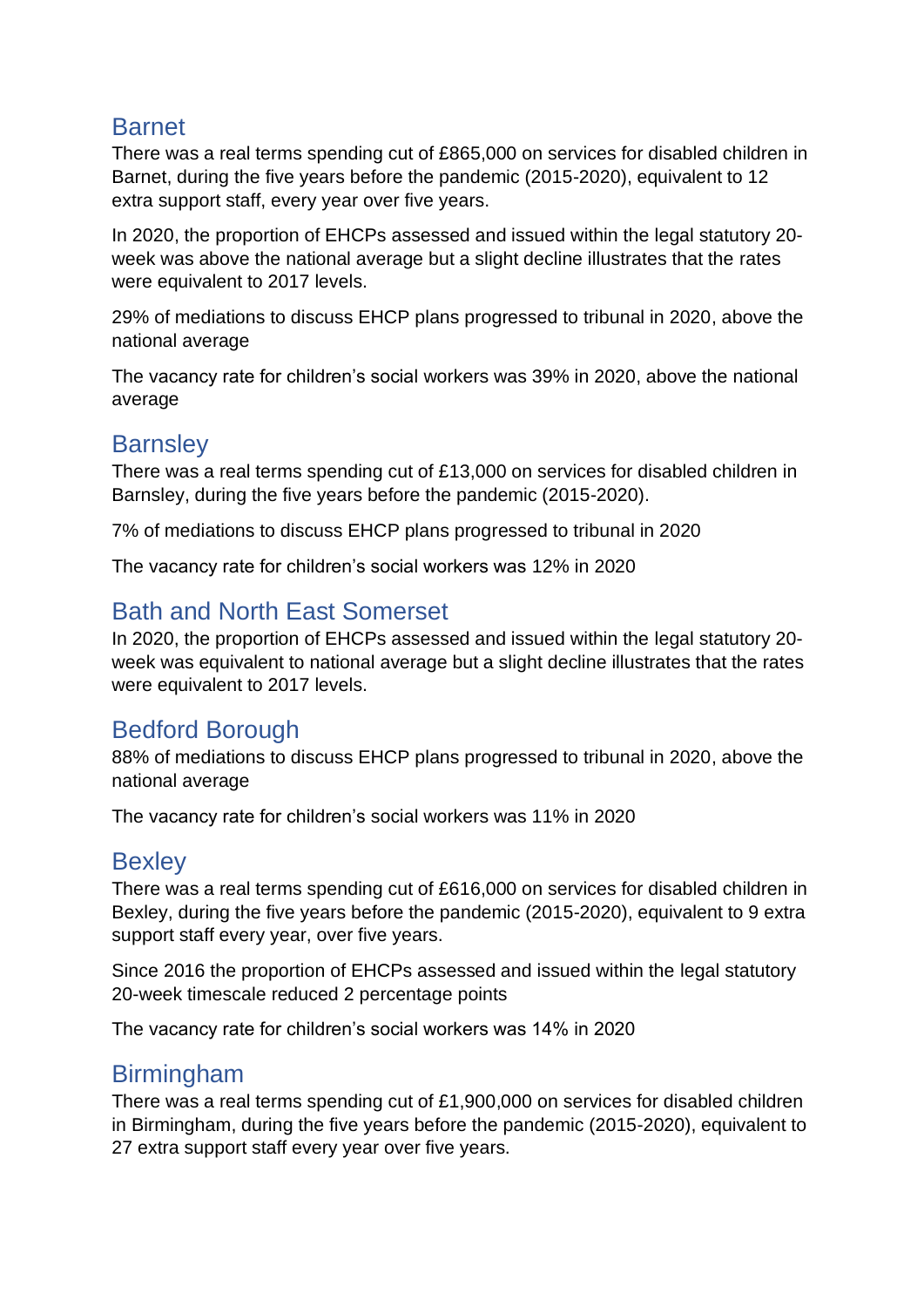## Barnet

There was a real terms spending cut of £865,000 on services for disabled children in Barnet, during the five years before the pandemic (2015-2020), equivalent to 12 extra support staff, every year over five years.

In 2020, the proportion of EHCPs assessed and issued within the legal statutory 20-week was above the national average but a slight decline illustrates that the rates were equivalent to 2017 levels.

29% of mediations to discuss EHCP plans progressed to tribunal in 2020, above the national average

The vacancy rate for children's social workers was 39% in 2020, above the national average

## Barnsley

There was a real terms spending cut of £13,000 on services for disabled children in Barnsley, during the five years before the pandemic (2015-2020).

7% of mediations to discuss EHCP plans progressed to tribunal in 2020

The vacancy rate for children's social workers was 12% in 2020

## Bath and North East Somerset

In 2020, the proportion of EHCPs assessed and issued within the legal statutory 20-week was equivalent to national average but a slight decline illustrates that the rates were equivalent to 2017 levels.

## Bedford Borough

88% of mediations to discuss EHCP plans progressed to tribunal in 2020, above the national average

The vacancy rate for children's social workers was 11% in 2020

## Bexley

There was a real terms spending cut of £616,000 on services for disabled children in Bexley, during the five years before the pandemic (2015-2020), equivalent to 9 extra support staff every year, over five years.

Since 2016 the proportion of EHCPs assessed and issued within the legal statutory 20-week timescale reduced 2 percentage points

The vacancy rate for children's social workers was 14% in 2020

## Birmingham

There was a real terms spending cut of £1,900,000 on services for disabled children in Birmingham, during the five years before the pandemic (2015-2020), equivalent to 27 extra support staff every year over five years.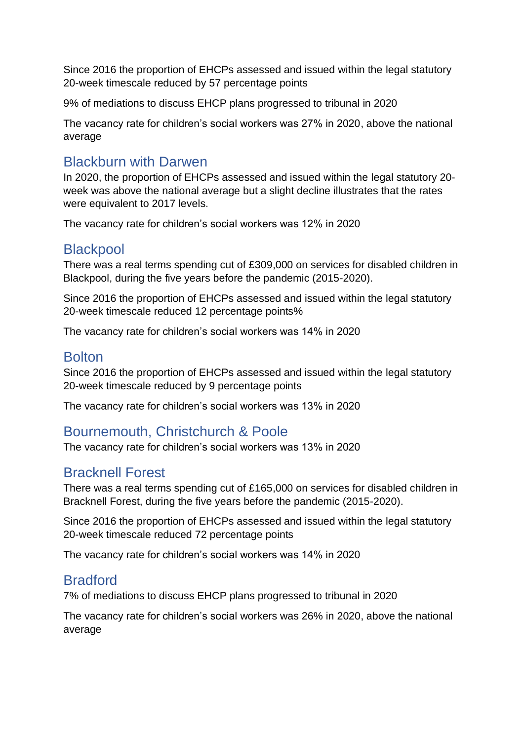Since 2016 the proportion of EHCPs assessed and issued within the legal statutory 20-week timescale reduced by 57 percentage points

9% of mediations to discuss EHCP plans progressed to tribunal in 2020

The vacancy rate for children's social workers was 27% in 2020, above the national average

## Blackburn with Darwen

In 2020, the proportion of EHCPs assessed and issued within the legal statutory 20-week was above the national average but a slight decline illustrates that the rates were equivalent to 2017 levels.

The vacancy rate for children's social workers was 12% in 2020

## Blackpool

There was a real terms spending cut of £309,000 on services for disabled children in Blackpool, during the five years before the pandemic (2015-2020).

Since 2016 the proportion of EHCPs assessed and issued within the legal statutory 20-week timescale reduced 12 percentage points%

The vacancy rate for children's social workers was 14% in 2020

## Bolton

Since 2016 the proportion of EHCPs assessed and issued within the legal statutory 20-week timescale reduced by 9 percentage points

The vacancy rate for children's social workers was 13% in 2020

## Bournemouth, Christchurch & Poole

The vacancy rate for children's social workers was 13% in 2020

## Bracknell Forest

There was a real terms spending cut of £165,000 on services for disabled children in Bracknell Forest, during the five years before the pandemic (2015-2020).

Since 2016 the proportion of EHCPs assessed and issued within the legal statutory 20-week timescale reduced 72 percentage points

The vacancy rate for children's social workers was 14% in 2020

## Bradford

7% of mediations to discuss EHCP plans progressed to tribunal in 2020

The vacancy rate for children's social workers was 26% in 2020, above the national average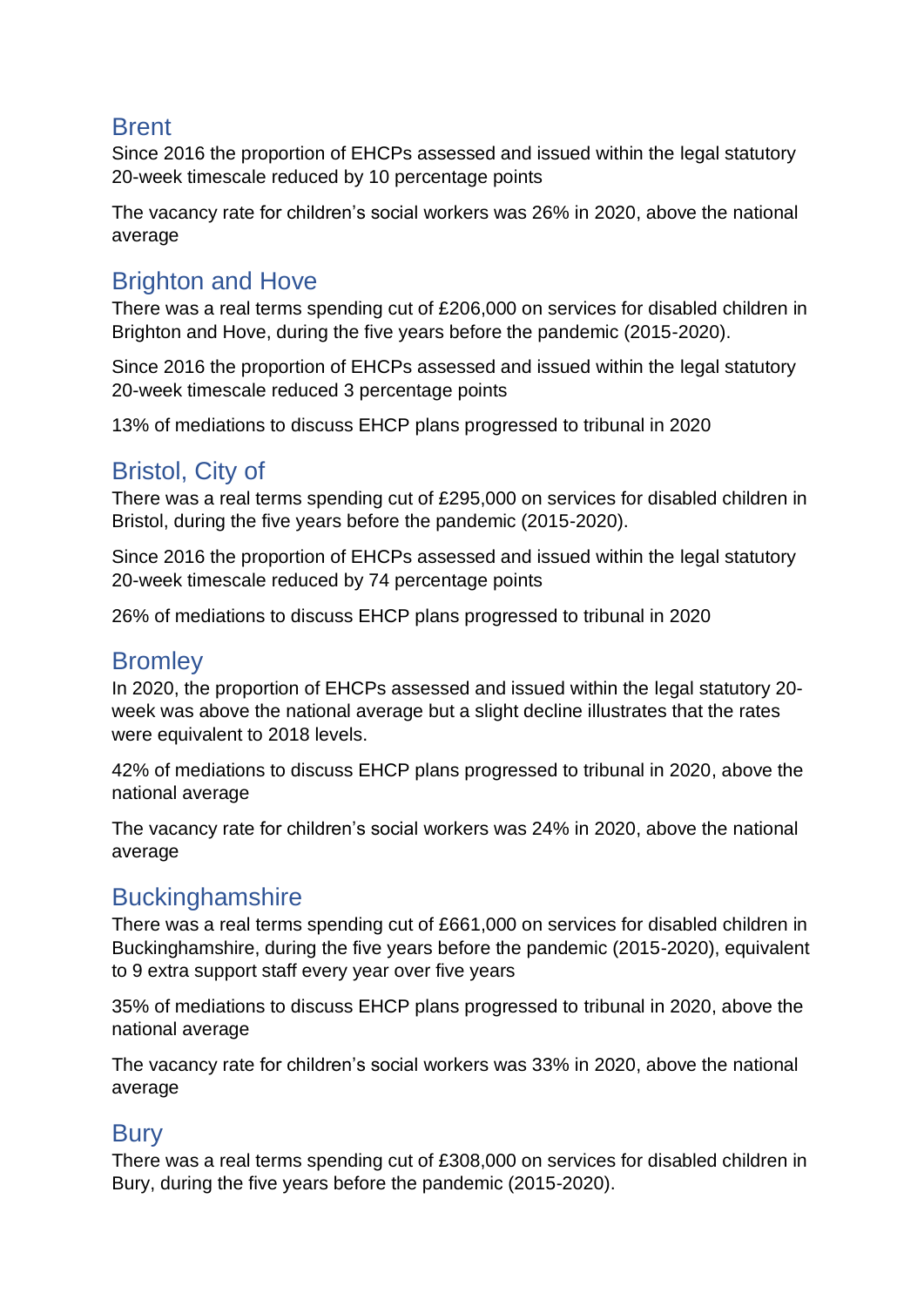## Brent

Since 2016 the proportion of EHCPs assessed and issued within the legal statutory 20-week timescale reduced by 10 percentage points

The vacancy rate for children's social workers was 26% in 2020, above the national average

## Brighton and Hove

There was a real terms spending cut of £206,000 on services for disabled children in Brighton and Hove, during the five years before the pandemic (2015-2020).

Since 2016 the proportion of EHCPs assessed and issued within the legal statutory 20-week timescale reduced 3 percentage points

13% of mediations to discuss EHCP plans progressed to tribunal in 2020

## Bristol, City of

There was a real terms spending cut of £295,000 on services for disabled children in Bristol, during the five years before the pandemic (2015-2020).

Since 2016 the proportion of EHCPs assessed and issued within the legal statutory 20-week timescale reduced by 74 percentage points

26% of mediations to discuss EHCP plans progressed to tribunal in 2020

## Bromley

In 2020, the proportion of EHCPs assessed and issued within the legal statutory 20-week was above the national average but a slight decline illustrates that the rates were equivalent to 2018 levels.

42% of mediations to discuss EHCP plans progressed to tribunal in 2020, above the national average

The vacancy rate for children's social workers was 24% in 2020, above the national average

## Buckinghamshire

There was a real terms spending cut of £661,000 on services for disabled children in Buckinghamshire, during the five years before the pandemic (2015-2020), equivalent to 9 extra support staff every year over five years

35% of mediations to discuss EHCP plans progressed to tribunal in 2020, above the national average

The vacancy rate for children's social workers was 33% in 2020, above the national average

## Bury

There was a real terms spending cut of £308,000 on services for disabled children in Bury, during the five years before the pandemic (2015-2020).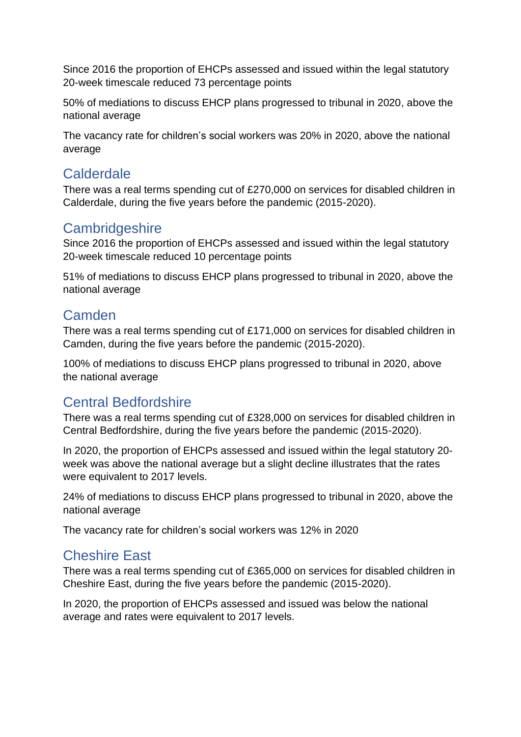Since 2016 the proportion of EHCPs assessed and issued within the legal statutory 20-week timescale reduced 73 percentage points

50% of mediations to discuss EHCP plans progressed to tribunal in 2020, above the national average

The vacancy rate for children's social workers was 20% in 2020, above the national average

## Calderdale

There was a real terms spending cut of £270,000 on services for disabled children in Calderdale, during the five years before the pandemic (2015-2020).

## Cambridgeshire

Since 2016 the proportion of EHCPs assessed and issued within the legal statutory 20-week timescale reduced 10 percentage points

51% of mediations to discuss EHCP plans progressed to tribunal in 2020, above the national average

## Camden

There was a real terms spending cut of £171,000 on services for disabled children in Camden, during the five years before the pandemic (2015-2020).

100% of mediations to discuss EHCP plans progressed to tribunal in 2020, above the national average

## Central Bedfordshire

There was a real terms spending cut of £328,000 on services for disabled children in Central Bedfordshire, during the five years before the pandemic (2015-2020).

In 2020, the proportion of EHCPs assessed and issued within the legal statutory 20-week was above the national average but a slight decline illustrates that the rates were equivalent to 2017 levels.

24% of mediations to discuss EHCP plans progressed to tribunal in 2020, above the national average

The vacancy rate for children's social workers was 12% in 2020

## Cheshire East

There was a real terms spending cut of £365,000 on services for disabled children in Cheshire East, during the five years before the pandemic (2015-2020).

In 2020, the proportion of EHCPs assessed and issued was below the national average and rates were equivalent to 2017 levels.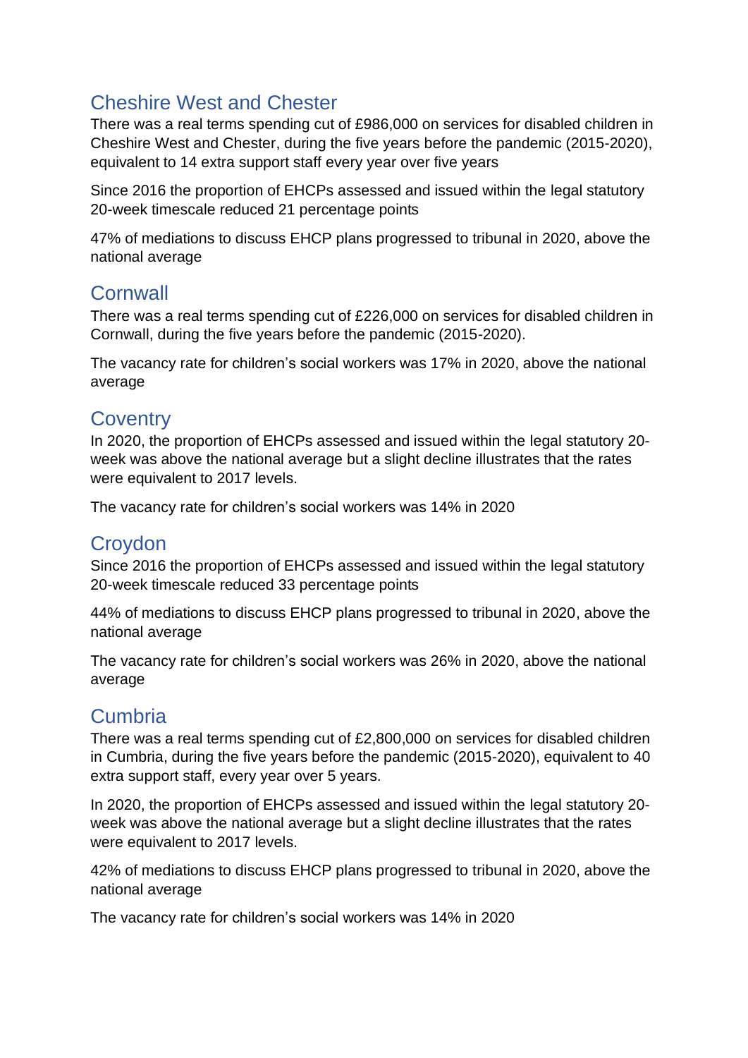## Cheshire West and Chester

There was a real terms spending cut of £986,000 on services for disabled children in Cheshire West and Chester, during the five years before the pandemic (2015-2020), equivalent to 14 extra support staff every year over five years

Since 2016 the proportion of EHCPs assessed and issued within the legal statutory 20-week timescale reduced 21 percentage points

47% of mediations to discuss EHCP plans progressed to tribunal in 2020, above the national average

## Cornwall

There was a real terms spending cut of £226,000 on services for disabled children in Cornwall, during the five years before the pandemic (2015-2020).

The vacancy rate for children's social workers was 17% in 2020, above the national average

## Coventry

In 2020, the proportion of EHCPs assessed and issued within the legal statutory 20-week was above the national average but a slight decline illustrates that the rates were equivalent to 2017 levels.

The vacancy rate for children's social workers was 14% in 2020

## Croydon

Since 2016 the proportion of EHCPs assessed and issued within the legal statutory 20-week timescale reduced 33 percentage points

44% of mediations to discuss EHCP plans progressed to tribunal in 2020, above the national average

The vacancy rate for children's social workers was 26% in 2020, above the national average

## Cumbria

There was a real terms spending cut of £2,800,000 on services for disabled children in Cumbria, during the five years before the pandemic (2015-2020), equivalent to 40 extra support staff, every year over 5 years.

In 2020, the proportion of EHCPs assessed and issued within the legal statutory 20-week was above the national average but a slight decline illustrates that the rates were equivalent to 2017 levels.

42% of mediations to discuss EHCP plans progressed to tribunal in 2020, above the national average

The vacancy rate for children's social workers was 14% in 2020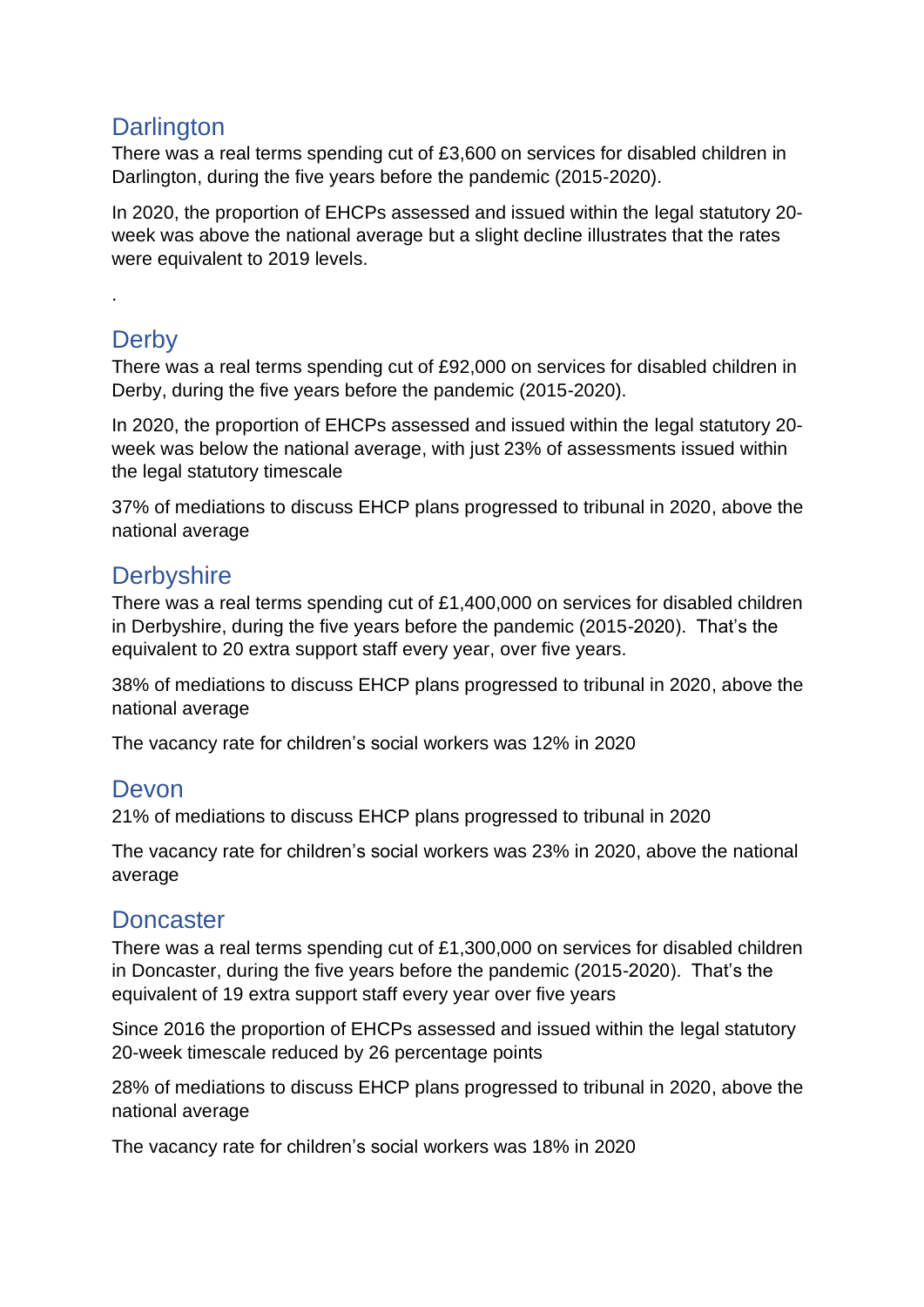## Darlington

There was a real terms spending cut of £3,600 on services for disabled children in Darlington, during the five years before the pandemic (2015-2020).

In 2020, the proportion of EHCPs assessed and issued within the legal statutory 20-week was above the national average but a slight decline illustrates that the rates were equivalent to 2019 levels.

.

## Derby

There was a real terms spending cut of £92,000 on services for disabled children in Derby, during the five years before the pandemic (2015-2020).

In 2020, the proportion of EHCPs assessed and issued within the legal statutory 20-week was below the national average, with just 23% of assessments issued within the legal statutory timescale

37% of mediations to discuss EHCP plans progressed to tribunal in 2020, above the national average

## Derbyshire

There was a real terms spending cut of £1,400,000 on services for disabled children in Derbyshire, during the five years before the pandemic (2015-2020). That's the equivalent to 20 extra support staff every year, over five years.

38% of mediations to discuss EHCP plans progressed to tribunal in 2020, above the national average

The vacancy rate for children's social workers was 12% in 2020

## Devon

21% of mediations to discuss EHCP plans progressed to tribunal in 2020

The vacancy rate for children's social workers was 23% in 2020, above the national average

## Doncaster

There was a real terms spending cut of £1,300,000 on services for disabled children in Doncaster, during the five years before the pandemic (2015-2020). That's the equivalent of 19 extra support staff every year over five years

Since 2016 the proportion of EHCPs assessed and issued within the legal statutory 20-week timescale reduced by 26 percentage points

28% of mediations to discuss EHCP plans progressed to tribunal in 2020, above the national average

The vacancy rate for children's social workers was 18% in 2020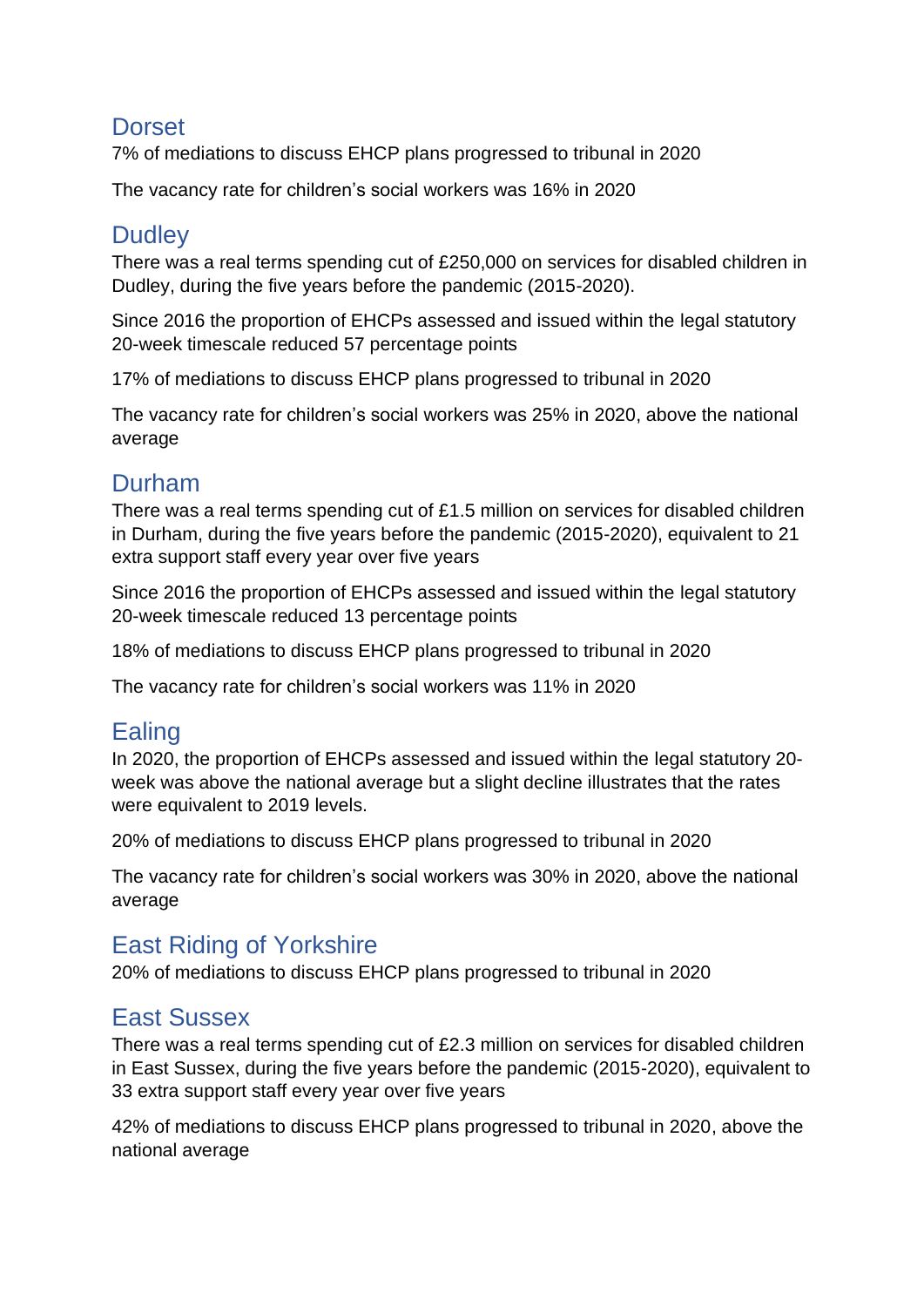## Dorset

7% of mediations to discuss EHCP plans progressed to tribunal in 2020

The vacancy rate for children's social workers was 16% in 2020

## Dudley

There was a real terms spending cut of £250,000 on services for disabled children in Dudley, during the five years before the pandemic (2015-2020).

Since 2016 the proportion of EHCPs assessed and issued within the legal statutory 20-week timescale reduced 57 percentage points

17% of mediations to discuss EHCP plans progressed to tribunal in 2020

The vacancy rate for children's social workers was 25% in 2020, above the national average

## Durham

There was a real terms spending cut of £1.5 million on services for disabled children in Durham, during the five years before the pandemic (2015-2020), equivalent to 21 extra support staff every year over five years

Since 2016 the proportion of EHCPs assessed and issued within the legal statutory 20-week timescale reduced 13 percentage points

18% of mediations to discuss EHCP plans progressed to tribunal in 2020

The vacancy rate for children's social workers was 11% in 2020

## Ealing

In 2020, the proportion of EHCPs assessed and issued within the legal statutory 20-week was above the national average but a slight decline illustrates that the rates were equivalent to 2019 levels.

20% of mediations to discuss EHCP plans progressed to tribunal in 2020

The vacancy rate for children's social workers was 30% in 2020, above the national average

## East Riding of Yorkshire

20% of mediations to discuss EHCP plans progressed to tribunal in 2020

## East Sussex

There was a real terms spending cut of £2.3 million on services for disabled children in East Sussex, during the five years before the pandemic (2015-2020), equivalent to 33 extra support staff every year over five years

42% of mediations to discuss EHCP plans progressed to tribunal in 2020, above the national average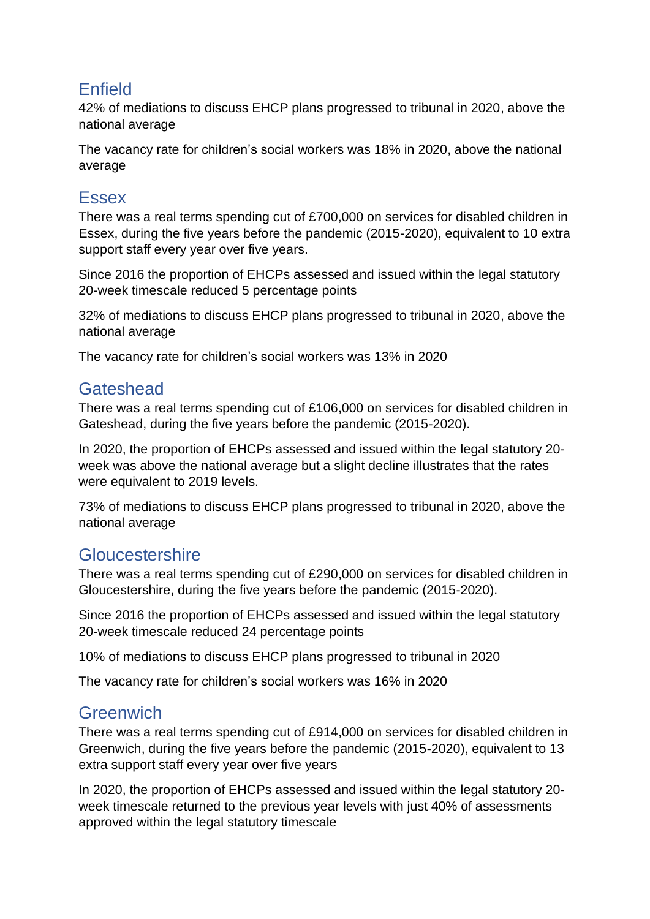## Enfield

42% of mediations to discuss EHCP plans progressed to tribunal in 2020, above the national average

The vacancy rate for children's social workers was 18% in 2020, above the national average

## Essex

There was a real terms spending cut of £700,000 on services for disabled children in Essex, during the five years before the pandemic (2015-2020), equivalent to 10 extra support staff every year over five years.

Since 2016 the proportion of EHCPs assessed and issued within the legal statutory 20-week timescale reduced 5 percentage points

32% of mediations to discuss EHCP plans progressed to tribunal in 2020, above the national average

The vacancy rate for children's social workers was 13% in 2020

## Gateshead

There was a real terms spending cut of £106,000 on services for disabled children in Gateshead, during the five years before the pandemic (2015-2020).

In 2020, the proportion of EHCPs assessed and issued within the legal statutory 20-week was above the national average but a slight decline illustrates that the rates were equivalent to 2019 levels.

73% of mediations to discuss EHCP plans progressed to tribunal in 2020, above the national average

## Gloucestershire

There was a real terms spending cut of £290,000 on services for disabled children in Gloucestershire, during the five years before the pandemic (2015-2020).

Since 2016 the proportion of EHCPs assessed and issued within the legal statutory 20-week timescale reduced 24 percentage points

10% of mediations to discuss EHCP plans progressed to tribunal in 2020

The vacancy rate for children's social workers was 16% in 2020

## Greenwich

There was a real terms spending cut of £914,000 on services for disabled children in Greenwich, during the five years before the pandemic (2015-2020), equivalent to 13 extra support staff every year over five years

In 2020, the proportion of EHCPs assessed and issued within the legal statutory 20-week timescale returned to the previous year levels with just 40% of assessments approved within the legal statutory timescale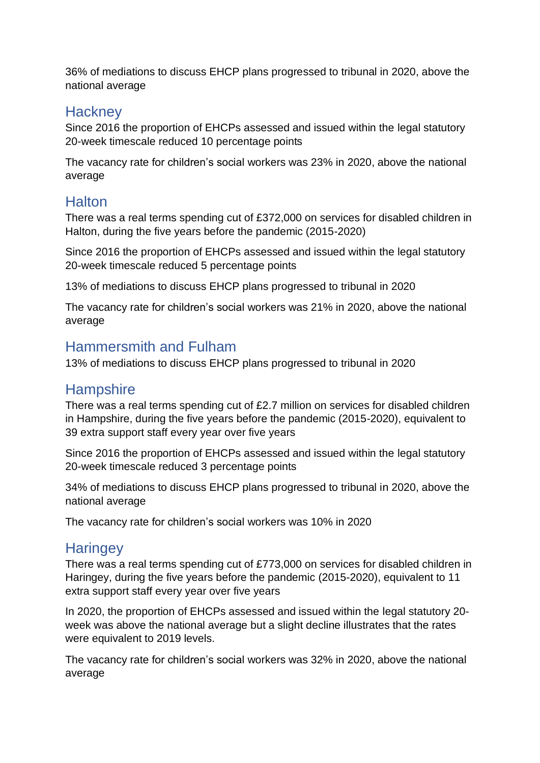36% of mediations to discuss EHCP plans progressed to tribunal in 2020, above the national average

## Hackney

Since 2016 the proportion of EHCPs assessed and issued within the legal statutory 20-week timescale reduced 10 percentage points

The vacancy rate for children's social workers was 23% in 2020, above the national average

## Halton

There was a real terms spending cut of £372,000 on services for disabled children in Halton, during the five years before the pandemic (2015-2020)

Since 2016 the proportion of EHCPs assessed and issued within the legal statutory 20-week timescale reduced 5 percentage points

13% of mediations to discuss EHCP plans progressed to tribunal in 2020

The vacancy rate for children's social workers was 21% in 2020, above the national average

## Hammersmith and Fulham

13% of mediations to discuss EHCP plans progressed to tribunal in 2020

## Hampshire

There was a real terms spending cut of £2.7 million on services for disabled children in Hampshire, during the five years before the pandemic (2015-2020), equivalent to 39 extra support staff every year over five years

Since 2016 the proportion of EHCPs assessed and issued within the legal statutory 20-week timescale reduced 3 percentage points

34% of mediations to discuss EHCP plans progressed to tribunal in 2020, above the national average

The vacancy rate for children's social workers was 10% in 2020

## Haringey

There was a real terms spending cut of £773,000 on services for disabled children in Haringey, during the five years before the pandemic (2015-2020), equivalent to 11 extra support staff every year over five years

In 2020, the proportion of EHCPs assessed and issued within the legal statutory 20-week was above the national average but a slight decline illustrates that the rates were equivalent to 2019 levels.

The vacancy rate for children's social workers was 32% in 2020, above the national average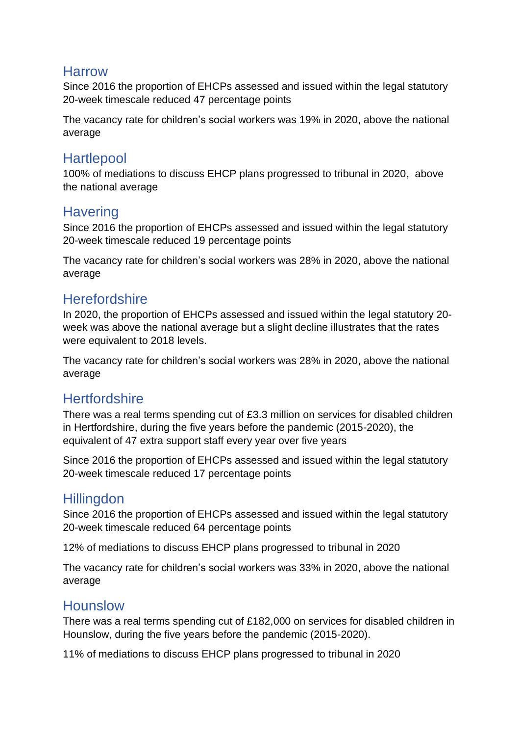## Harrow

Since 2016 the proportion of EHCPs assessed and issued within the legal statutory 20-week timescale reduced 47 percentage points

The vacancy rate for children's social workers was 19% in 2020, above the national average

## Hartlepool

100% of mediations to discuss EHCP plans progressed to tribunal in 2020, above the national average

## Havering

Since 2016 the proportion of EHCPs assessed and issued within the legal statutory 20-week timescale reduced 19 percentage points

The vacancy rate for children's social workers was 28% in 2020, above the national average

## Herefordshire

In 2020, the proportion of EHCPs assessed and issued within the legal statutory 20-week was above the national average but a slight decline illustrates that the rates were equivalent to 2018 levels.

The vacancy rate for children's social workers was 28% in 2020, above the national average

## Hertfordshire

There was a real terms spending cut of £3.3 million on services for disabled children in Hertfordshire, during the five years before the pandemic (2015-2020), the equivalent of 47 extra support staff every year over five years

Since 2016 the proportion of EHCPs assessed and issued within the legal statutory 20-week timescale reduced 17 percentage points

## Hillingdon

Since 2016 the proportion of EHCPs assessed and issued within the legal statutory 20-week timescale reduced 64 percentage points

12% of mediations to discuss EHCP plans progressed to tribunal in 2020

The vacancy rate for children's social workers was 33% in 2020, above the national average

## Hounslow

There was a real terms spending cut of £182,000 on services for disabled children in Hounslow, during the five years before the pandemic (2015-2020).

11% of mediations to discuss EHCP plans progressed to tribunal in 2020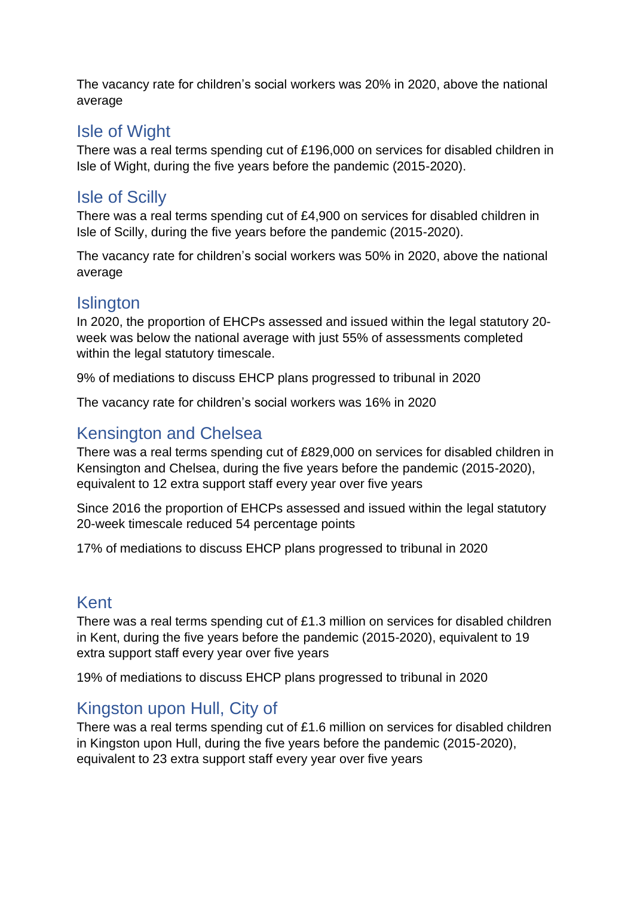The vacancy rate for children's social workers was 20% in 2020, above the national average

## Isle of Wight

There was a real terms spending cut of £196,000 on services for disabled children in Isle of Wight, during the five years before the pandemic (2015-2020).

## Isle of Scilly

There was a real terms spending cut of £4,900 on services for disabled children in Isle of Scilly, during the five years before the pandemic (2015-2020).

The vacancy rate for children's social workers was 50% in 2020, above the national average

## Islington

In 2020, the proportion of EHCPs assessed and issued within the legal statutory 20-week was below the national average with just 55% of assessments completed within the legal statutory timescale.

9% of mediations to discuss EHCP plans progressed to tribunal in 2020

The vacancy rate for children's social workers was 16% in 2020

## Kensington and Chelsea

There was a real terms spending cut of £829,000 on services for disabled children in Kensington and Chelsea, during the five years before the pandemic (2015-2020), equivalent to 12 extra support staff every year over five years

Since 2016 the proportion of EHCPs assessed and issued within the legal statutory 20-week timescale reduced 54 percentage points

17% of mediations to discuss EHCP plans progressed to tribunal in 2020

## Kent

There was a real terms spending cut of £1.3 million on services for disabled children in Kent, during the five years before the pandemic (2015-2020), equivalent to 19 extra support staff every year over five years

19% of mediations to discuss EHCP plans progressed to tribunal in 2020

## Kingston upon Hull, City of

There was a real terms spending cut of £1.6 million on services for disabled children in Kingston upon Hull, during the five years before the pandemic (2015-2020), equivalent to 23 extra support staff every year over five years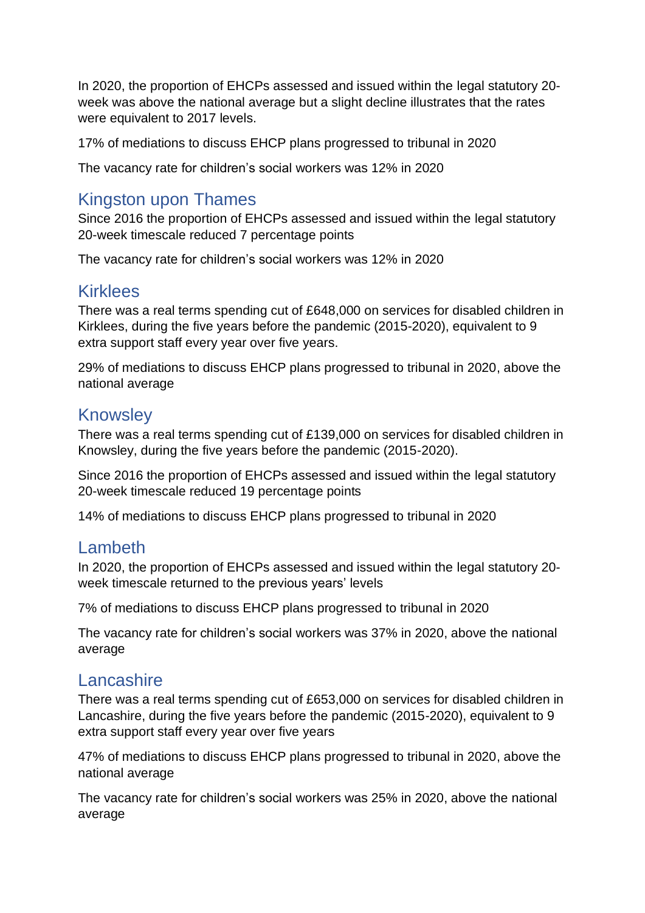In 2020, the proportion of EHCPs assessed and issued within the legal statutory 20-week was above the national average but a slight decline illustrates that the rates were equivalent to 2017 levels.

17% of mediations to discuss EHCP plans progressed to tribunal in 2020

The vacancy rate for children's social workers was 12% in 2020

## Kingston upon Thames

Since 2016 the proportion of EHCPs assessed and issued within the legal statutory 20-week timescale reduced 7 percentage points

The vacancy rate for children's social workers was 12% in 2020

## Kirklees

There was a real terms spending cut of £648,000 on services for disabled children in Kirklees, during the five years before the pandemic (2015-2020), equivalent to 9 extra support staff every year over five years.

29% of mediations to discuss EHCP plans progressed to tribunal in 2020, above the national average

## Knowsley

There was a real terms spending cut of £139,000 on services for disabled children in Knowsley, during the five years before the pandemic (2015-2020).

Since 2016 the proportion of EHCPs assessed and issued within the legal statutory 20-week timescale reduced 19 percentage points

14% of mediations to discuss EHCP plans progressed to tribunal in 2020

## Lambeth

In 2020, the proportion of EHCPs assessed and issued within the legal statutory 20-week timescale returned to the previous years' levels

7% of mediations to discuss EHCP plans progressed to tribunal in 2020

The vacancy rate for children's social workers was 37% in 2020, above the national average

## Lancashire

There was a real terms spending cut of £653,000 on services for disabled children in Lancashire, during the five years before the pandemic (2015-2020), equivalent to 9 extra support staff every year over five years

47% of mediations to discuss EHCP plans progressed to tribunal in 2020, above the national average

The vacancy rate for children's social workers was 25% in 2020, above the national average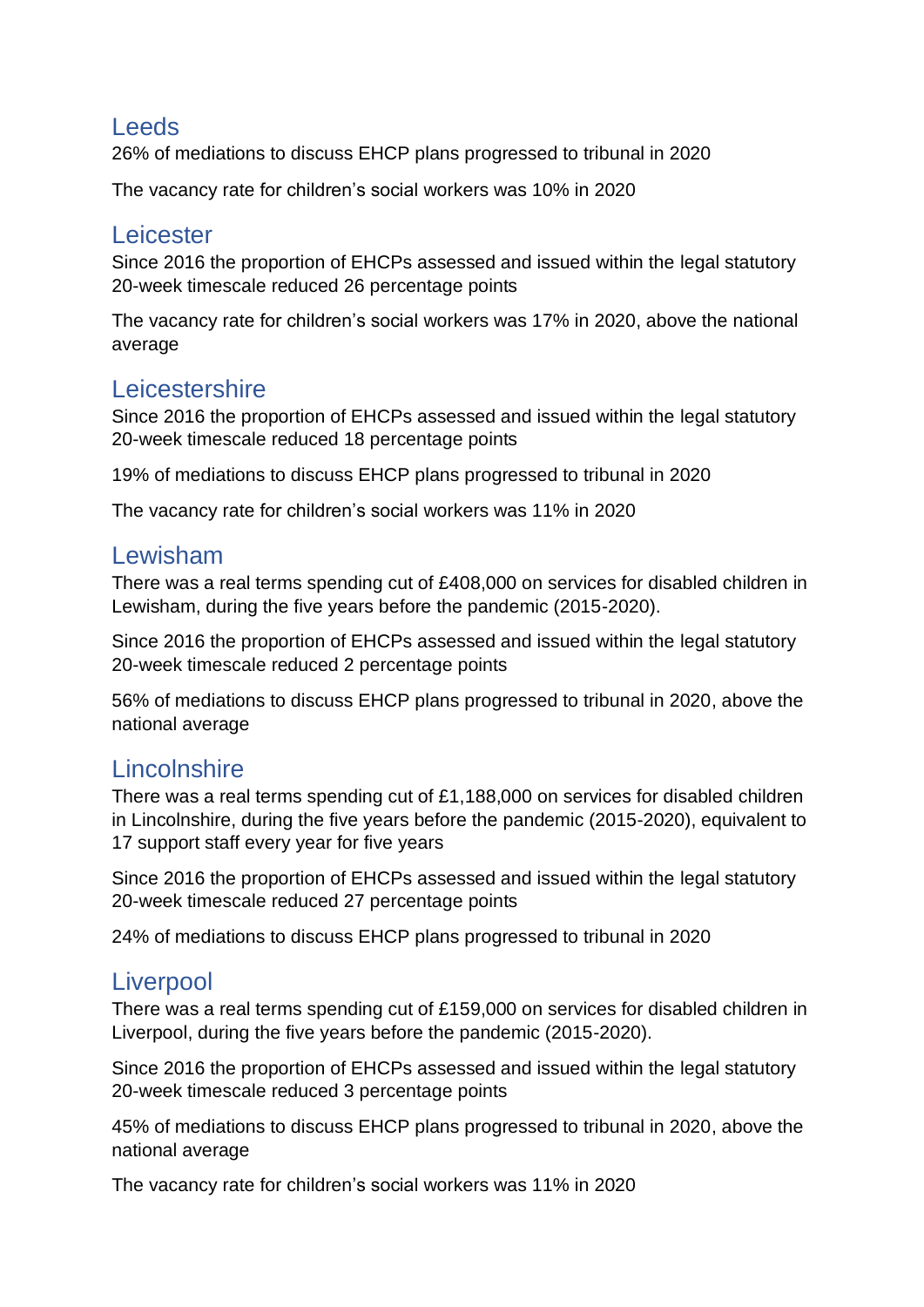## Leeds

26% of mediations to discuss EHCP plans progressed to tribunal in 2020

The vacancy rate for children's social workers was 10% in 2020

## Leicester

Since 2016 the proportion of EHCPs assessed and issued within the legal statutory 20-week timescale reduced 26 percentage points

The vacancy rate for children's social workers was 17% in 2020, above the national average

## Leicestershire

Since 2016 the proportion of EHCPs assessed and issued within the legal statutory 20-week timescale reduced 18 percentage points

19% of mediations to discuss EHCP plans progressed to tribunal in 2020

The vacancy rate for children's social workers was 11% in 2020

## Lewisham

There was a real terms spending cut of £408,000 on services for disabled children in Lewisham, during the five years before the pandemic (2015-2020).

Since 2016 the proportion of EHCPs assessed and issued within the legal statutory 20-week timescale reduced 2 percentage points

56% of mediations to discuss EHCP plans progressed to tribunal in 2020, above the national average

## Lincolnshire

There was a real terms spending cut of £1,188,000 on services for disabled children in Lincolnshire, during the five years before the pandemic (2015-2020), equivalent to 17 support staff every year for five years

Since 2016 the proportion of EHCPs assessed and issued within the legal statutory 20-week timescale reduced 27 percentage points

24% of mediations to discuss EHCP plans progressed to tribunal in 2020

## Liverpool

There was a real terms spending cut of £159,000 on services for disabled children in Liverpool, during the five years before the pandemic (2015-2020).

Since 2016 the proportion of EHCPs assessed and issued within the legal statutory 20-week timescale reduced 3 percentage points

45% of mediations to discuss EHCP plans progressed to tribunal in 2020, above the national average

The vacancy rate for children's social workers was 11% in 2020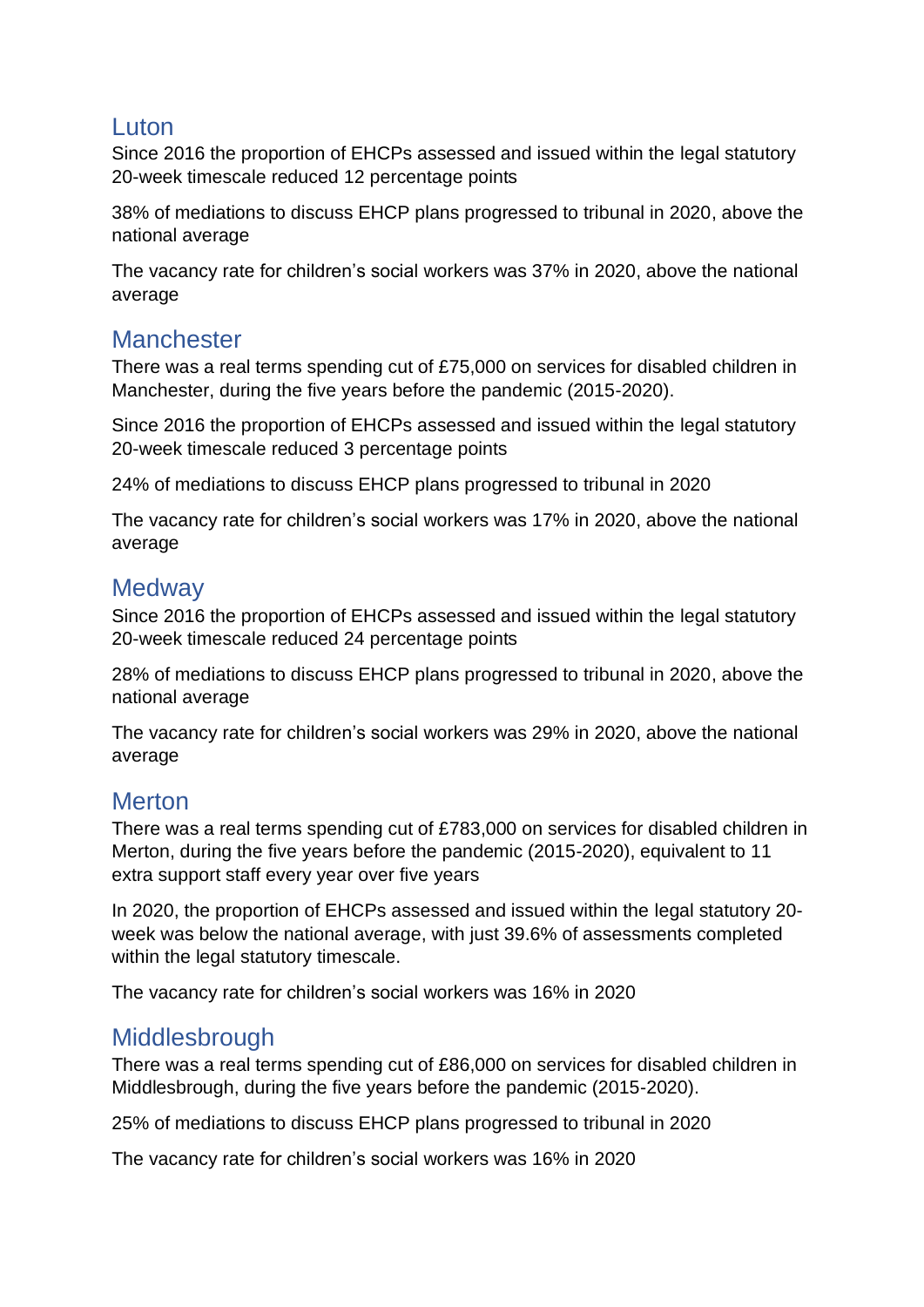## Luton

Since 2016 the proportion of EHCPs assessed and issued within the legal statutory 20-week timescale reduced 12 percentage points

38% of mediations to discuss EHCP plans progressed to tribunal in 2020, above the national average

The vacancy rate for children's social workers was 37% in 2020, above the national average

## Manchester

There was a real terms spending cut of £75,000 on services for disabled children in Manchester, during the five years before the pandemic (2015-2020).

Since 2016 the proportion of EHCPs assessed and issued within the legal statutory 20-week timescale reduced 3 percentage points

24% of mediations to discuss EHCP plans progressed to tribunal in 2020

The vacancy rate for children's social workers was 17% in 2020, above the national average

## Medway

Since 2016 the proportion of EHCPs assessed and issued within the legal statutory 20-week timescale reduced 24 percentage points

28% of mediations to discuss EHCP plans progressed to tribunal in 2020, above the national average

The vacancy rate for children's social workers was 29% in 2020, above the national average

## Merton

There was a real terms spending cut of £783,000 on services for disabled children in Merton, during the five years before the pandemic (2015-2020), equivalent to 11 extra support staff every year over five years

In 2020, the proportion of EHCPs assessed and issued within the legal statutory 20-week was below the national average, with just 39.6% of assessments completed within the legal statutory timescale.

The vacancy rate for children's social workers was 16% in 2020

## Middlesbrough

There was a real terms spending cut of £86,000 on services for disabled children in Middlesbrough, during the five years before the pandemic (2015-2020).

25% of mediations to discuss EHCP plans progressed to tribunal in 2020

The vacancy rate for children's social workers was 16% in 2020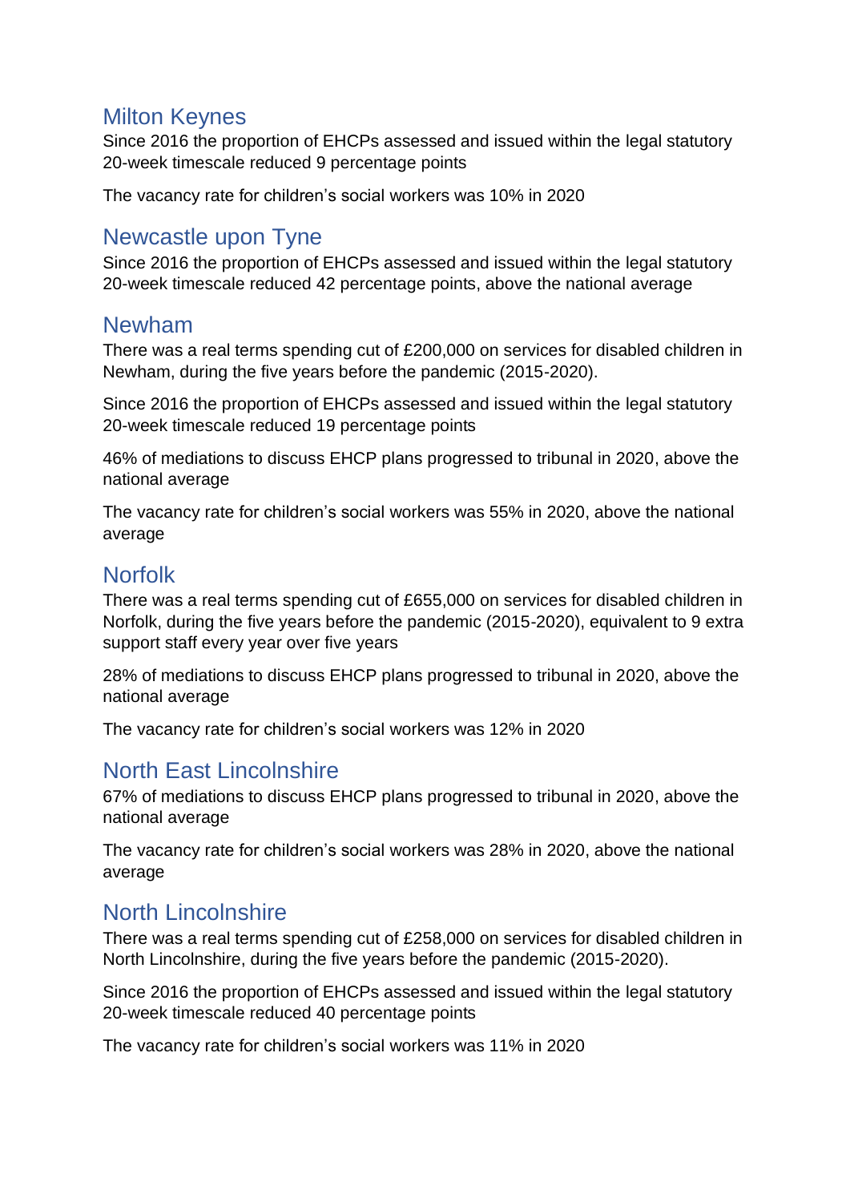## Milton Keynes

Since 2016 the proportion of EHCPs assessed and issued within the legal statutory 20-week timescale reduced 9 percentage points

The vacancy rate for children's social workers was 10% in 2020

## Newcastle upon Tyne

Since 2016 the proportion of EHCPs assessed and issued within the legal statutory 20-week timescale reduced 42 percentage points, above the national average

## Newham

There was a real terms spending cut of £200,000 on services for disabled children in Newham, during the five years before the pandemic (2015-2020).

Since 2016 the proportion of EHCPs assessed and issued within the legal statutory 20-week timescale reduced 19 percentage points

46% of mediations to discuss EHCP plans progressed to tribunal in 2020, above the national average

The vacancy rate for children's social workers was 55% in 2020, above the national average

## Norfolk

There was a real terms spending cut of £655,000 on services for disabled children in Norfolk, during the five years before the pandemic (2015-2020), equivalent to 9 extra support staff every year over five years

28% of mediations to discuss EHCP plans progressed to tribunal in 2020, above the national average

The vacancy rate for children's social workers was 12% in 2020

## North East Lincolnshire

67% of mediations to discuss EHCP plans progressed to tribunal in 2020, above the national average

The vacancy rate for children's social workers was 28% in 2020, above the national average

## North Lincolnshire

There was a real terms spending cut of £258,000 on services for disabled children in North Lincolnshire, during the five years before the pandemic (2015-2020).

Since 2016 the proportion of EHCPs assessed and issued within the legal statutory 20-week timescale reduced 40 percentage points

The vacancy rate for children's social workers was 11% in 2020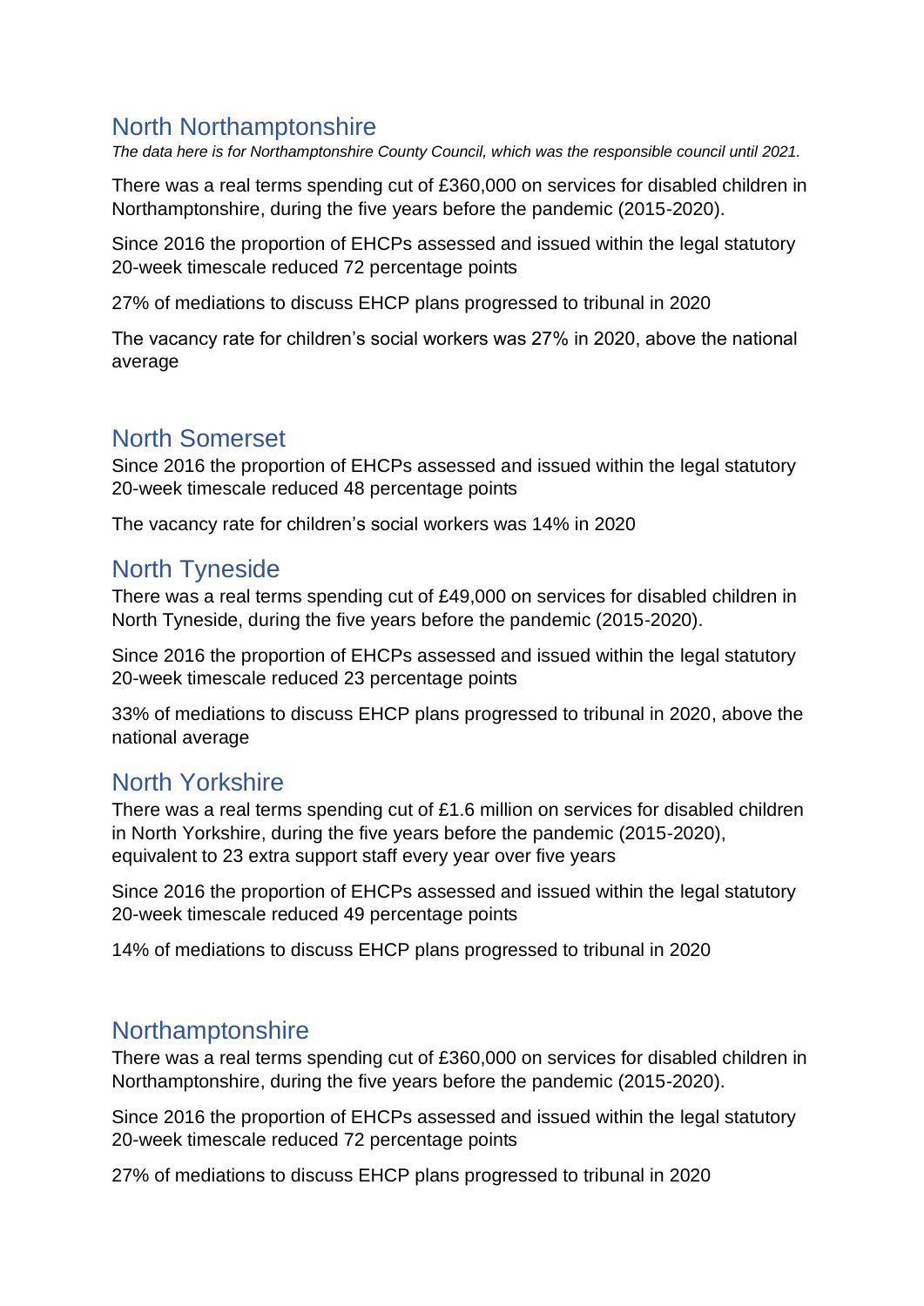## North Northamptonshire

*The data here is for Northamptonshire County Council, which was the responsible council until 2021.*

There was a real terms spending cut of £360,000 on services for disabled children in Northamptonshire, during the five years before the pandemic (2015-2020).

Since 2016 the proportion of EHCPs assessed and issued within the legal statutory 20-week timescale reduced 72 percentage points

27% of mediations to discuss EHCP plans progressed to tribunal in 2020

The vacancy rate for children's social workers was 27% in 2020, above the national average

## North Somerset

Since 2016 the proportion of EHCPs assessed and issued within the legal statutory 20-week timescale reduced 48 percentage points

The vacancy rate for children's social workers was 14% in 2020

## North Tyneside

There was a real terms spending cut of £49,000 on services for disabled children in North Tyneside, during the five years before the pandemic (2015-2020).

Since 2016 the proportion of EHCPs assessed and issued within the legal statutory 20-week timescale reduced 23 percentage points

33% of mediations to discuss EHCP plans progressed to tribunal in 2020, above the national average

## North Yorkshire

There was a real terms spending cut of £1.6 million on services for disabled children in North Yorkshire, during the five years before the pandemic (2015-2020), equivalent to 23 extra support staff every year over five years

Since 2016 the proportion of EHCPs assessed and issued within the legal statutory 20-week timescale reduced 49 percentage points

14% of mediations to discuss EHCP plans progressed to tribunal in 2020

## Northamptonshire

There was a real terms spending cut of £360,000 on services for disabled children in Northamptonshire, during the five years before the pandemic (2015-2020).

Since 2016 the proportion of EHCPs assessed and issued within the legal statutory 20-week timescale reduced 72 percentage points

27% of mediations to discuss EHCP plans progressed to tribunal in 2020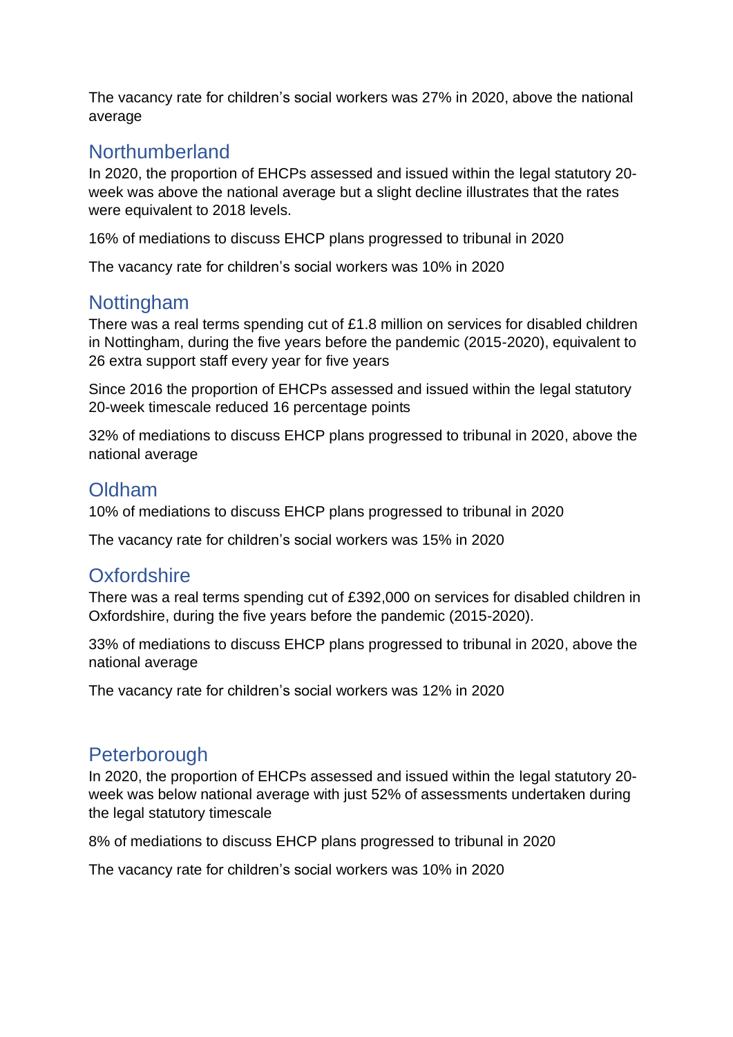The vacancy rate for children's social workers was 27% in 2020, above the national average

## Northumberland

In 2020, the proportion of EHCPs assessed and issued within the legal statutory 20-week was above the national average but a slight decline illustrates that the rates were equivalent to 2018 levels.

16% of mediations to discuss EHCP plans progressed to tribunal in 2020

The vacancy rate for children's social workers was 10% in 2020

## Nottingham

There was a real terms spending cut of £1.8 million on services for disabled children in Nottingham, during the five years before the pandemic (2015-2020), equivalent to 26 extra support staff every year for five years

Since 2016 the proportion of EHCPs assessed and issued within the legal statutory 20-week timescale reduced 16 percentage points

32% of mediations to discuss EHCP plans progressed to tribunal in 2020, above the national average

## Oldham

10% of mediations to discuss EHCP plans progressed to tribunal in 2020

The vacancy rate for children's social workers was 15% in 2020

## Oxfordshire

There was a real terms spending cut of £392,000 on services for disabled children in Oxfordshire, during the five years before the pandemic (2015-2020).

33% of mediations to discuss EHCP plans progressed to tribunal in 2020, above the national average

The vacancy rate for children's social workers was 12% in 2020

## Peterborough

In 2020, the proportion of EHCPs assessed and issued within the legal statutory 20-week was below national average with just 52% of assessments undertaken during the legal statutory timescale

8% of mediations to discuss EHCP plans progressed to tribunal in 2020

The vacancy rate for children's social workers was 10% in 2020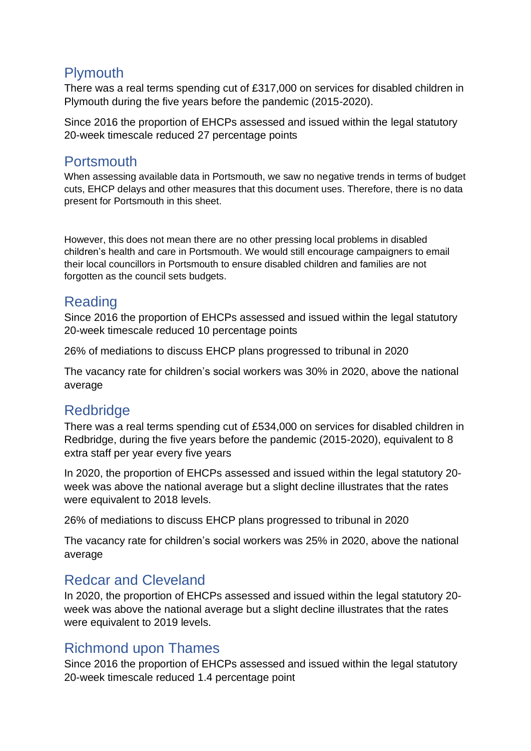## Plymouth

There was a real terms spending cut of £317,000 on services for disabled children in Plymouth during the five years before the pandemic (2015-2020).

Since 2016 the proportion of EHCPs assessed and issued within the legal statutory 20-week timescale reduced 27 percentage points

## Portsmouth

When assessing available data in Portsmouth, we saw no negative trends in terms of budget cuts, EHCP delays and other measures that this document uses. Therefore, there is no data present for Portsmouth in this sheet.

However, this does not mean there are no other pressing local problems in disabled children's health and care in Portsmouth. We would still encourage campaigners to email their local councillors in Portsmouth to ensure disabled children and families are not forgotten as the council sets budgets.

## Reading

Since 2016 the proportion of EHCPs assessed and issued within the legal statutory 20-week timescale reduced 10 percentage points

26% of mediations to discuss EHCP plans progressed to tribunal in 2020

The vacancy rate for children's social workers was 30% in 2020, above the national average

## Redbridge

There was a real terms spending cut of £534,000 on services for disabled children in Redbridge, during the five years before the pandemic (2015-2020), equivalent to 8 extra staff per year every five years

In 2020, the proportion of EHCPs assessed and issued within the legal statutory 20-week was above the national average but a slight decline illustrates that the rates were equivalent to 2018 levels.

26% of mediations to discuss EHCP plans progressed to tribunal in 2020

The vacancy rate for children's social workers was 25% in 2020, above the national average

## Redcar and Cleveland

In 2020, the proportion of EHCPs assessed and issued within the legal statutory 20-week was above the national average but a slight decline illustrates that the rates were equivalent to 2019 levels.

## Richmond upon Thames

Since 2016 the proportion of EHCPs assessed and issued within the legal statutory 20-week timescale reduced 1.4 percentage point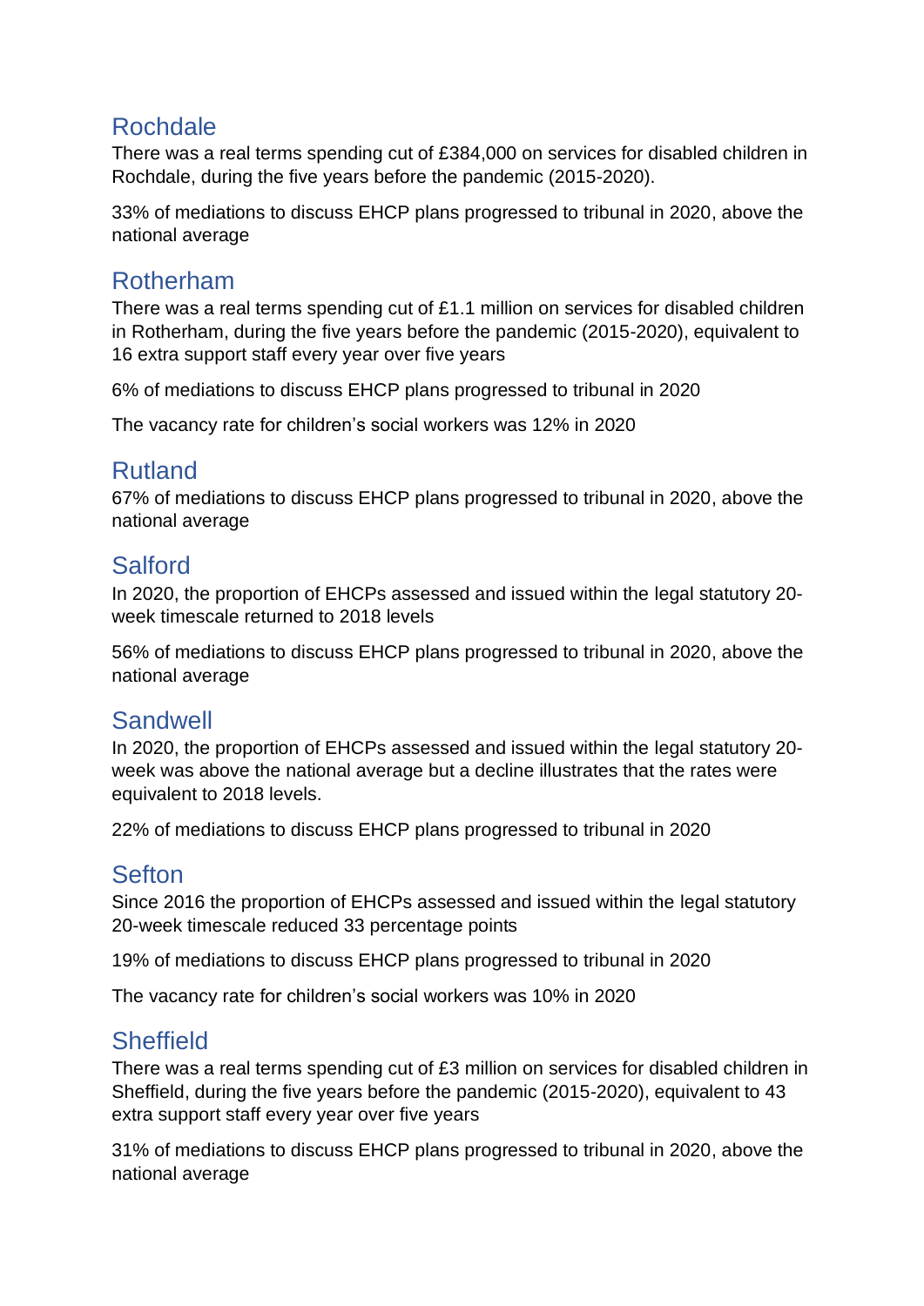## Rochdale

There was a real terms spending cut of £384,000 on services for disabled children in Rochdale, during the five years before the pandemic (2015-2020).

33% of mediations to discuss EHCP plans progressed to tribunal in 2020, above the national average

## Rotherham

There was a real terms spending cut of £1.1 million on services for disabled children in Rotherham, during the five years before the pandemic (2015-2020), equivalent to 16 extra support staff every year over five years

6% of mediations to discuss EHCP plans progressed to tribunal in 2020

The vacancy rate for children's social workers was 12% in 2020

## Rutland

67% of mediations to discuss EHCP plans progressed to tribunal in 2020, above the national average

## Salford

In 2020, the proportion of EHCPs assessed and issued within the legal statutory 20-week timescale returned to 2018 levels

56% of mediations to discuss EHCP plans progressed to tribunal in 2020, above the national average

## Sandwell

In 2020, the proportion of EHCPs assessed and issued within the legal statutory 20-week was above the national average but a decline illustrates that the rates were equivalent to 2018 levels.

22% of mediations to discuss EHCP plans progressed to tribunal in 2020

## Sefton

Since 2016 the proportion of EHCPs assessed and issued within the legal statutory 20-week timescale reduced 33 percentage points

19% of mediations to discuss EHCP plans progressed to tribunal in 2020

The vacancy rate for children's social workers was 10% in 2020

## Sheffield

There was a real terms spending cut of £3 million on services for disabled children in Sheffield, during the five years before the pandemic (2015-2020), equivalent to 43 extra support staff every year over five years

31% of mediations to discuss EHCP plans progressed to tribunal in 2020, above the national average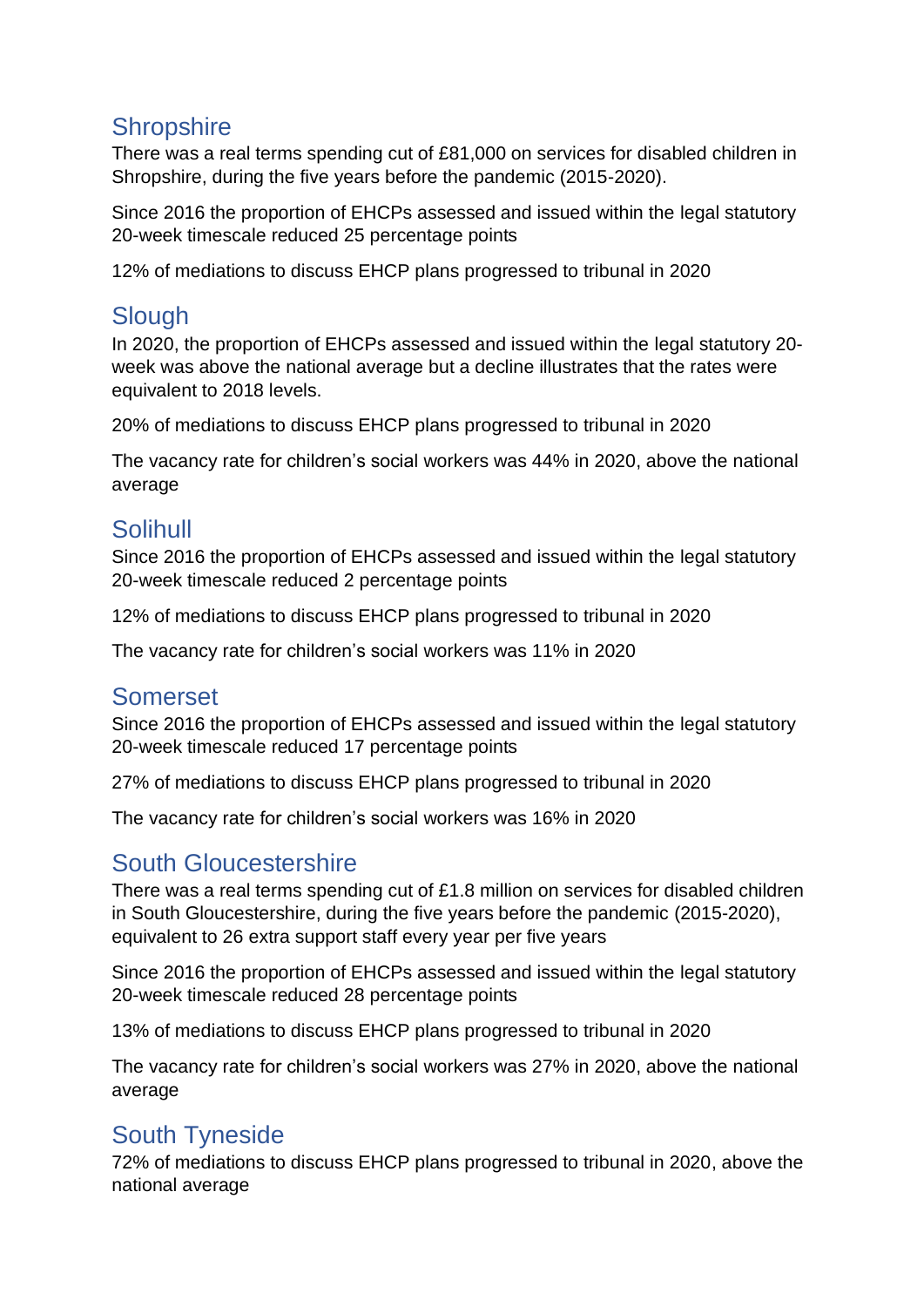## Shropshire

There was a real terms spending cut of £81,000 on services for disabled children in Shropshire, during the five years before the pandemic (2015-2020).

Since 2016 the proportion of EHCPs assessed and issued within the legal statutory 20-week timescale reduced 25 percentage points

12% of mediations to discuss EHCP plans progressed to tribunal in 2020

## Slough

In 2020, the proportion of EHCPs assessed and issued within the legal statutory 20-week was above the national average but a decline illustrates that the rates were equivalent to 2018 levels.

20% of mediations to discuss EHCP plans progressed to tribunal in 2020

The vacancy rate for children's social workers was 44% in 2020, above the national average

## Solihull

Since 2016 the proportion of EHCPs assessed and issued within the legal statutory 20-week timescale reduced 2 percentage points

12% of mediations to discuss EHCP plans progressed to tribunal in 2020

The vacancy rate for children's social workers was 11% in 2020

## Somerset

Since 2016 the proportion of EHCPs assessed and issued within the legal statutory 20-week timescale reduced 17 percentage points

27% of mediations to discuss EHCP plans progressed to tribunal in 2020

The vacancy rate for children's social workers was 16% in 2020

## South Gloucestershire

There was a real terms spending cut of £1.8 million on services for disabled children in South Gloucestershire, during the five years before the pandemic (2015-2020), equivalent to 26 extra support staff every year per five years

Since 2016 the proportion of EHCPs assessed and issued within the legal statutory 20-week timescale reduced 28 percentage points

13% of mediations to discuss EHCP plans progressed to tribunal in 2020

The vacancy rate for children's social workers was 27% in 2020, above the national average

## South Tyneside

72% of mediations to discuss EHCP plans progressed to tribunal in 2020, above the national average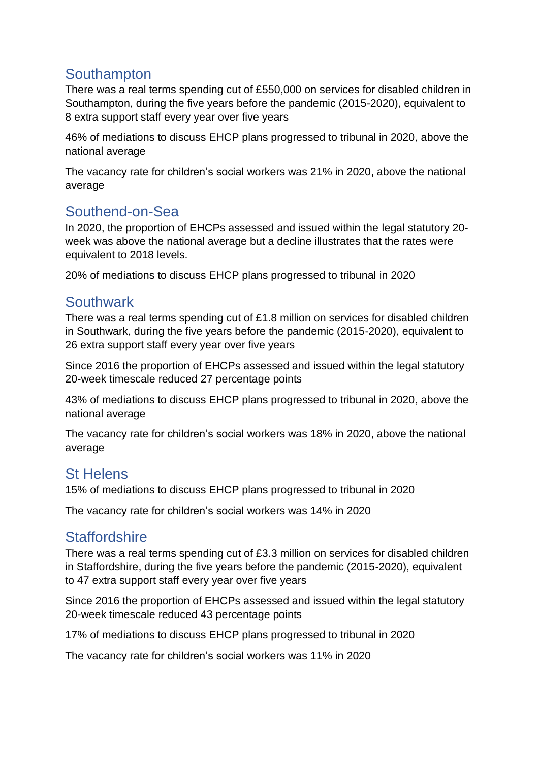## Southampton

There was a real terms spending cut of £550,000 on services for disabled children in Southampton, during the five years before the pandemic (2015-2020), equivalent to 8 extra support staff every year over five years

46% of mediations to discuss EHCP plans progressed to tribunal in 2020, above the national average

The vacancy rate for children's social workers was 21% in 2020, above the national average

## Southend-on-Sea

In 2020, the proportion of EHCPs assessed and issued within the legal statutory 20-week was above the national average but a decline illustrates that the rates were equivalent to 2018 levels.

20% of mediations to discuss EHCP plans progressed to tribunal in 2020

## Southwark

There was a real terms spending cut of £1.8 million on services for disabled children in Southwark, during the five years before the pandemic (2015-2020), equivalent to 26 extra support staff every year over five years

Since 2016 the proportion of EHCPs assessed and issued within the legal statutory 20-week timescale reduced 27 percentage points

43% of mediations to discuss EHCP plans progressed to tribunal in 2020, above the national average

The vacancy rate for children's social workers was 18% in 2020, above the national average

## St Helens

15% of mediations to discuss EHCP plans progressed to tribunal in 2020

The vacancy rate for children's social workers was 14% in 2020

## Staffordshire

There was a real terms spending cut of £3.3 million on services for disabled children in Staffordshire, during the five years before the pandemic (2015-2020), equivalent to 47 extra support staff every year over five years

Since 2016 the proportion of EHCPs assessed and issued within the legal statutory 20-week timescale reduced 43 percentage points

17% of mediations to discuss EHCP plans progressed to tribunal in 2020

The vacancy rate for children's social workers was 11% in 2020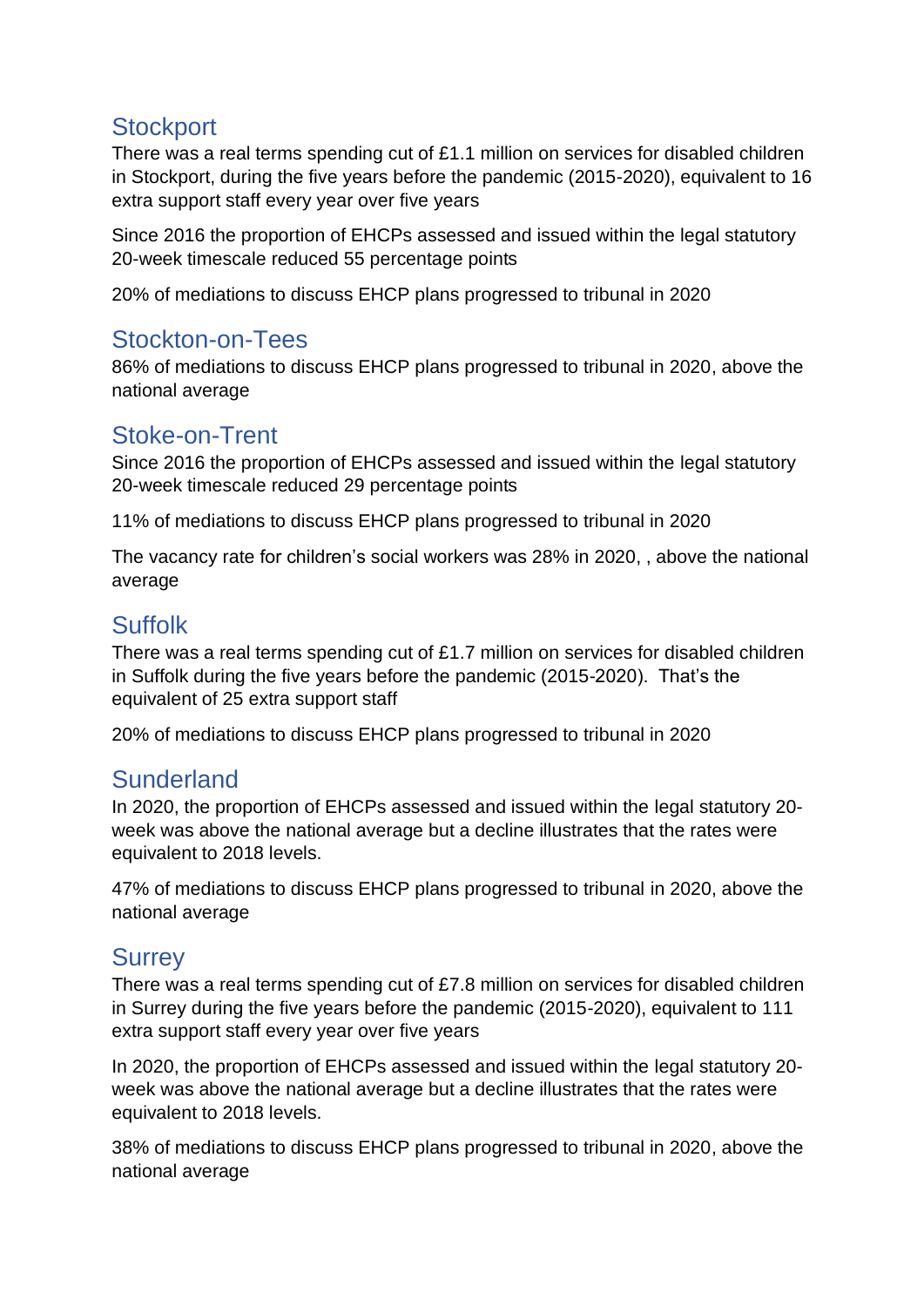## Stockport

There was a real terms spending cut of £1.1 million on services for disabled children in Stockport, during the five years before the pandemic (2015-2020), equivalent to 16 extra support staff every year over five years

Since 2016 the proportion of EHCPs assessed and issued within the legal statutory 20-week timescale reduced 55 percentage points

20% of mediations to discuss EHCP plans progressed to tribunal in 2020

## Stockton-on-Tees

86% of mediations to discuss EHCP plans progressed to tribunal in 2020, above the national average

## Stoke-on-Trent

Since 2016 the proportion of EHCPs assessed and issued within the legal statutory 20-week timescale reduced 29 percentage points

11% of mediations to discuss EHCP plans progressed to tribunal in 2020

The vacancy rate for children's social workers was 28% in 2020, , above the national average

## Suffolk

There was a real terms spending cut of £1.7 million on services for disabled children in Suffolk during the five years before the pandemic (2015-2020). That's the equivalent of 25 extra support staff

20% of mediations to discuss EHCP plans progressed to tribunal in 2020

## Sunderland

In 2020, the proportion of EHCPs assessed and issued within the legal statutory 20-week was above the national average but a decline illustrates that the rates were equivalent to 2018 levels.

47% of mediations to discuss EHCP plans progressed to tribunal in 2020, above the national average

## Surrey

There was a real terms spending cut of £7.8 million on services for disabled children in Surrey during the five years before the pandemic (2015-2020), equivalent to 111 extra support staff every year over five years

In 2020, the proportion of EHCPs assessed and issued within the legal statutory 20-week was above the national average but a decline illustrates that the rates were equivalent to 2018 levels.

38% of mediations to discuss EHCP plans progressed to tribunal in 2020, above the national average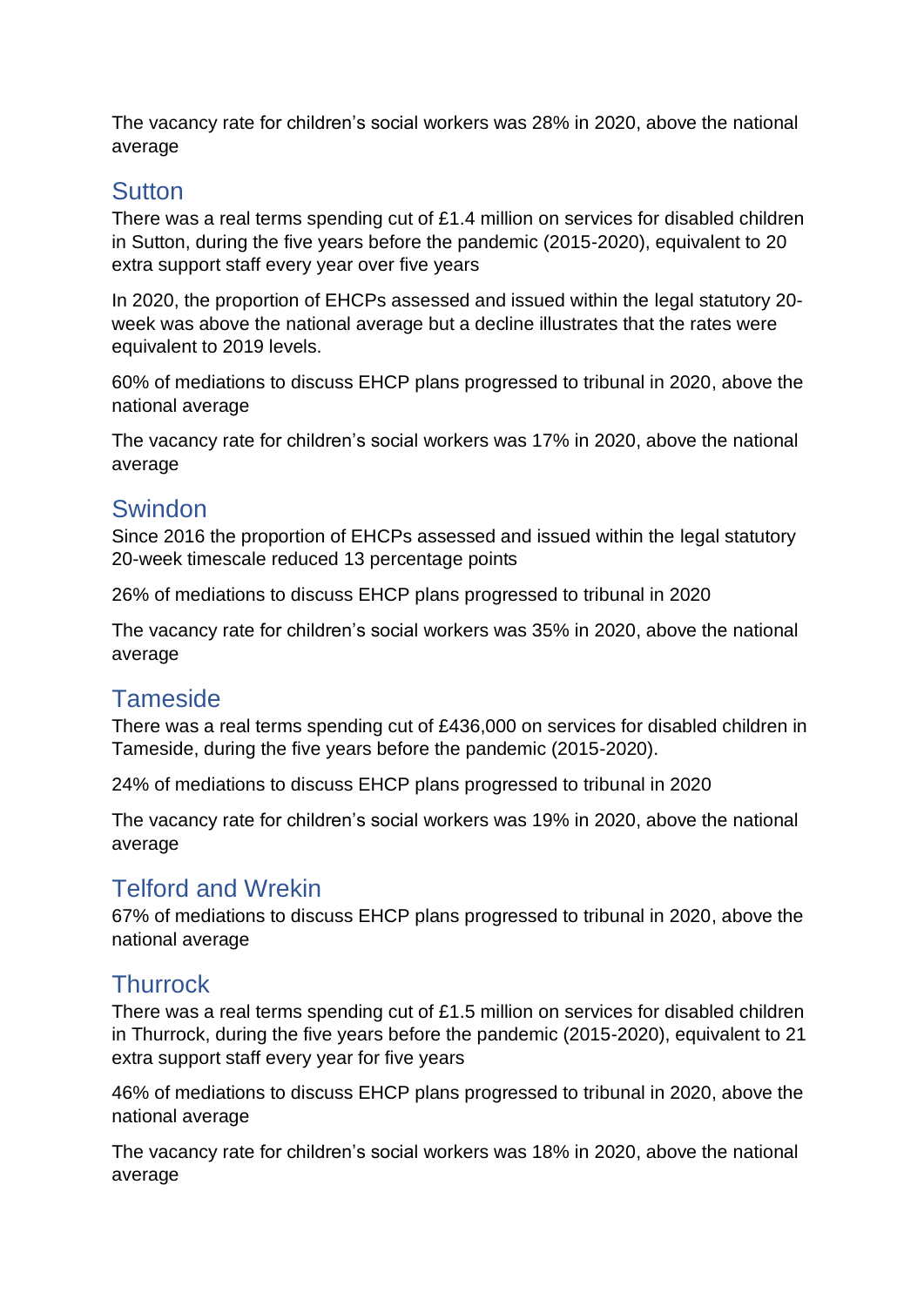The vacancy rate for children's social workers was 28% in 2020, above the national average

## Sutton

There was a real terms spending cut of £1.4 million on services for disabled children in Sutton, during the five years before the pandemic (2015-2020), equivalent to 20 extra support staff every year over five years

In 2020, the proportion of EHCPs assessed and issued within the legal statutory 20-week was above the national average but a decline illustrates that the rates were equivalent to 2019 levels.

60% of mediations to discuss EHCP plans progressed to tribunal in 2020, above the national average

The vacancy rate for children's social workers was 17% in 2020, above the national average

## Swindon

Since 2016 the proportion of EHCPs assessed and issued within the legal statutory 20-week timescale reduced 13 percentage points

26% of mediations to discuss EHCP plans progressed to tribunal in 2020

The vacancy rate for children's social workers was 35% in 2020, above the national average

## Tameside

There was a real terms spending cut of £436,000 on services for disabled children in Tameside, during the five years before the pandemic (2015-2020).

24% of mediations to discuss EHCP plans progressed to tribunal in 2020

The vacancy rate for children's social workers was 19% in 2020, above the national average

## Telford and Wrekin

67% of mediations to discuss EHCP plans progressed to tribunal in 2020, above the national average

## Thurrock

There was a real terms spending cut of £1.5 million on services for disabled children in Thurrock, during the five years before the pandemic (2015-2020), equivalent to 21 extra support staff every year for five years

46% of mediations to discuss EHCP plans progressed to tribunal in 2020, above the national average

The vacancy rate for children's social workers was 18% in 2020, above the national average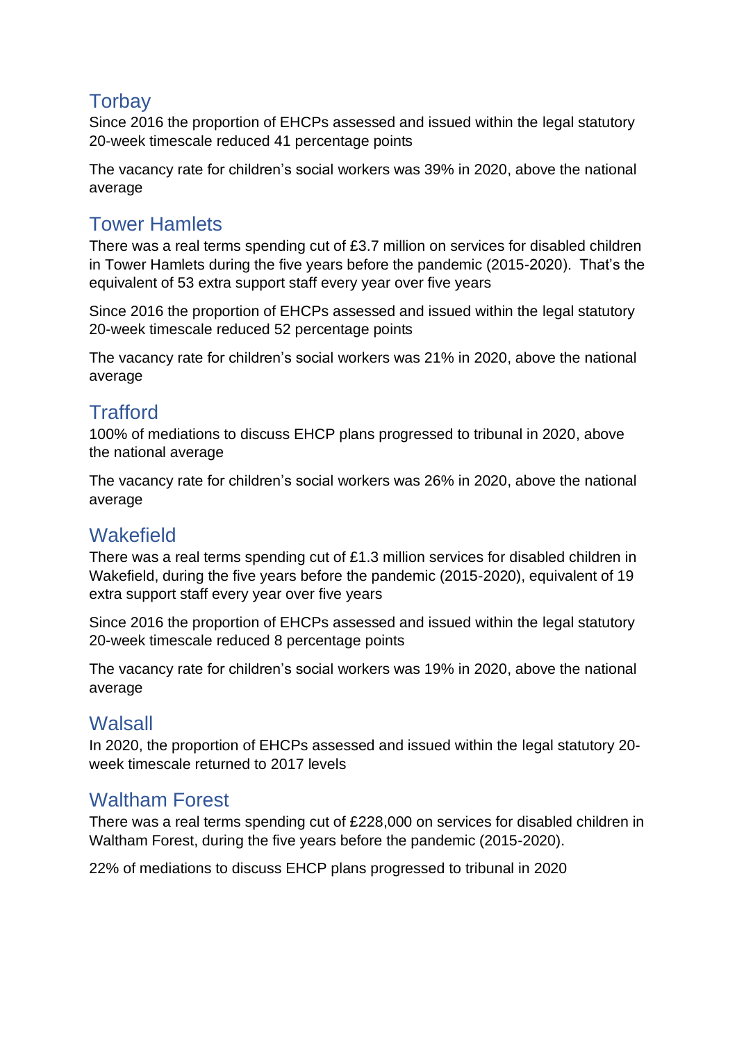## Torbay

Since 2016 the proportion of EHCPs assessed and issued within the legal statutory 20-week timescale reduced 41 percentage points

The vacancy rate for children's social workers was 39% in 2020, above the national average

## Tower Hamlets

There was a real terms spending cut of £3.7 million on services for disabled children in Tower Hamlets during the five years before the pandemic (2015-2020). That's the equivalent of 53 extra support staff every year over five years

Since 2016 the proportion of EHCPs assessed and issued within the legal statutory 20-week timescale reduced 52 percentage points

The vacancy rate for children's social workers was 21% in 2020, above the national average

## Trafford

100% of mediations to discuss EHCP plans progressed to tribunal in 2020, above the national average

The vacancy rate for children's social workers was 26% in 2020, above the national average

## Wakefield

There was a real terms spending cut of £1.3 million services for disabled children in Wakefield, during the five years before the pandemic (2015-2020), equivalent of 19 extra support staff every year over five years

Since 2016 the proportion of EHCPs assessed and issued within the legal statutory 20-week timescale reduced 8 percentage points

The vacancy rate for children's social workers was 19% in 2020, above the national average

## Walsall

In 2020, the proportion of EHCPs assessed and issued within the legal statutory 20-week timescale returned to 2017 levels

## Waltham Forest

There was a real terms spending cut of £228,000 on services for disabled children in Waltham Forest, during the five years before the pandemic (2015-2020).

22% of mediations to discuss EHCP plans progressed to tribunal in 2020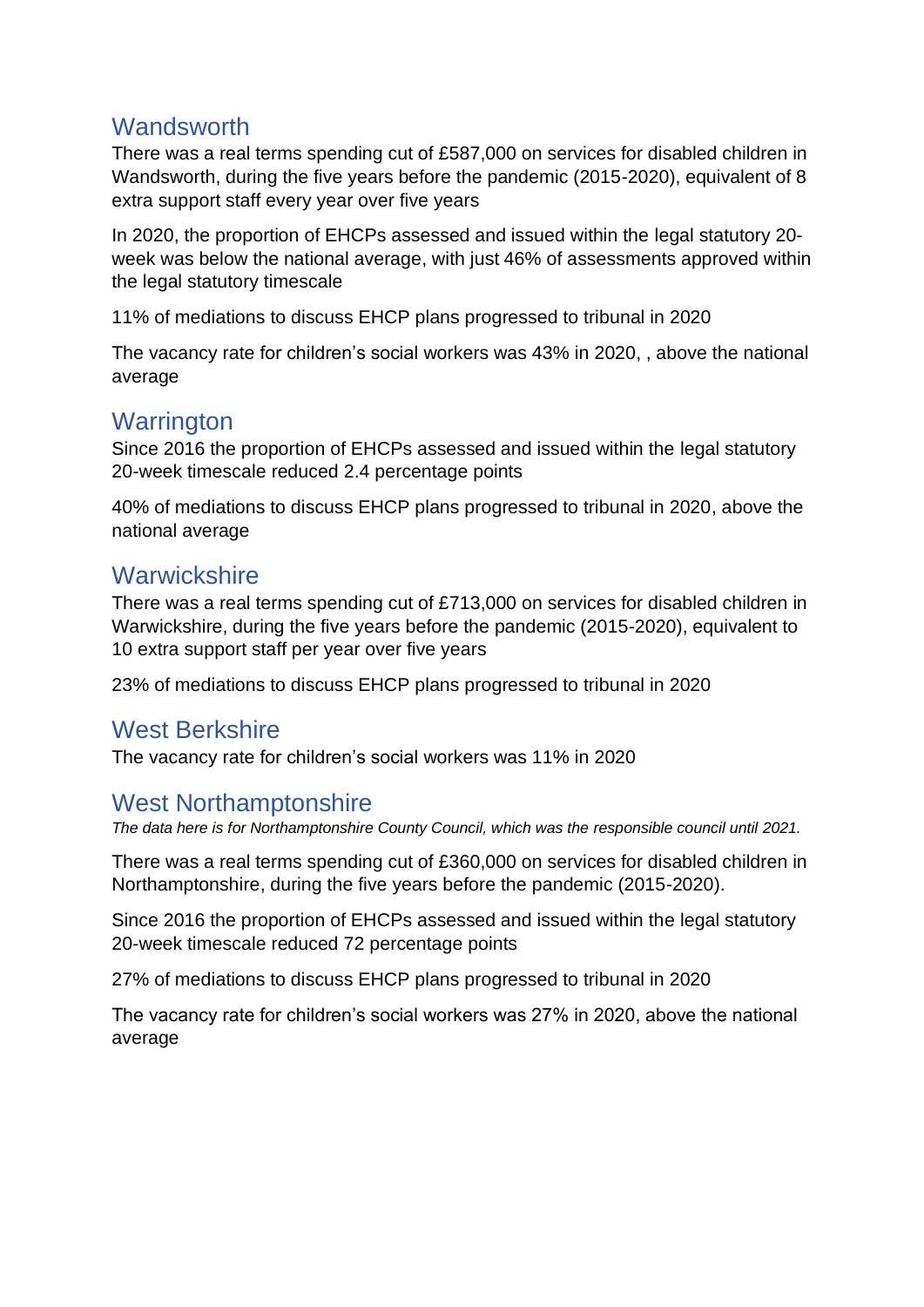## Wandsworth

There was a real terms spending cut of £587,000 on services for disabled children in Wandsworth, during the five years before the pandemic (2015-2020), equivalent of 8 extra support staff every year over five years

In 2020, the proportion of EHCPs assessed and issued within the legal statutory 20-week was below the national average, with just 46% of assessments approved within the legal statutory timescale

11% of mediations to discuss EHCP plans progressed to tribunal in 2020

The vacancy rate for children's social workers was 43% in 2020, , above the national average

## Warrington

Since 2016 the proportion of EHCPs assessed and issued within the legal statutory 20-week timescale reduced 2.4 percentage points

40% of mediations to discuss EHCP plans progressed to tribunal in 2020, above the national average

## Warwickshire

There was a real terms spending cut of £713,000 on services for disabled children in Warwickshire, during the five years before the pandemic (2015-2020), equivalent to 10 extra support staff per year over five years

23% of mediations to discuss EHCP plans progressed to tribunal in 2020

## West Berkshire

The vacancy rate for children's social workers was 11% in 2020

## West Northamptonshire

*The data here is for Northamptonshire County Council, which was the responsible council until 2021.*

There was a real terms spending cut of £360,000 on services for disabled children in Northamptonshire, during the five years before the pandemic (2015-2020).

Since 2016 the proportion of EHCPs assessed and issued within the legal statutory 20-week timescale reduced 72 percentage points

27% of mediations to discuss EHCP plans progressed to tribunal in 2020

The vacancy rate for children's social workers was 27% in 2020, above the national average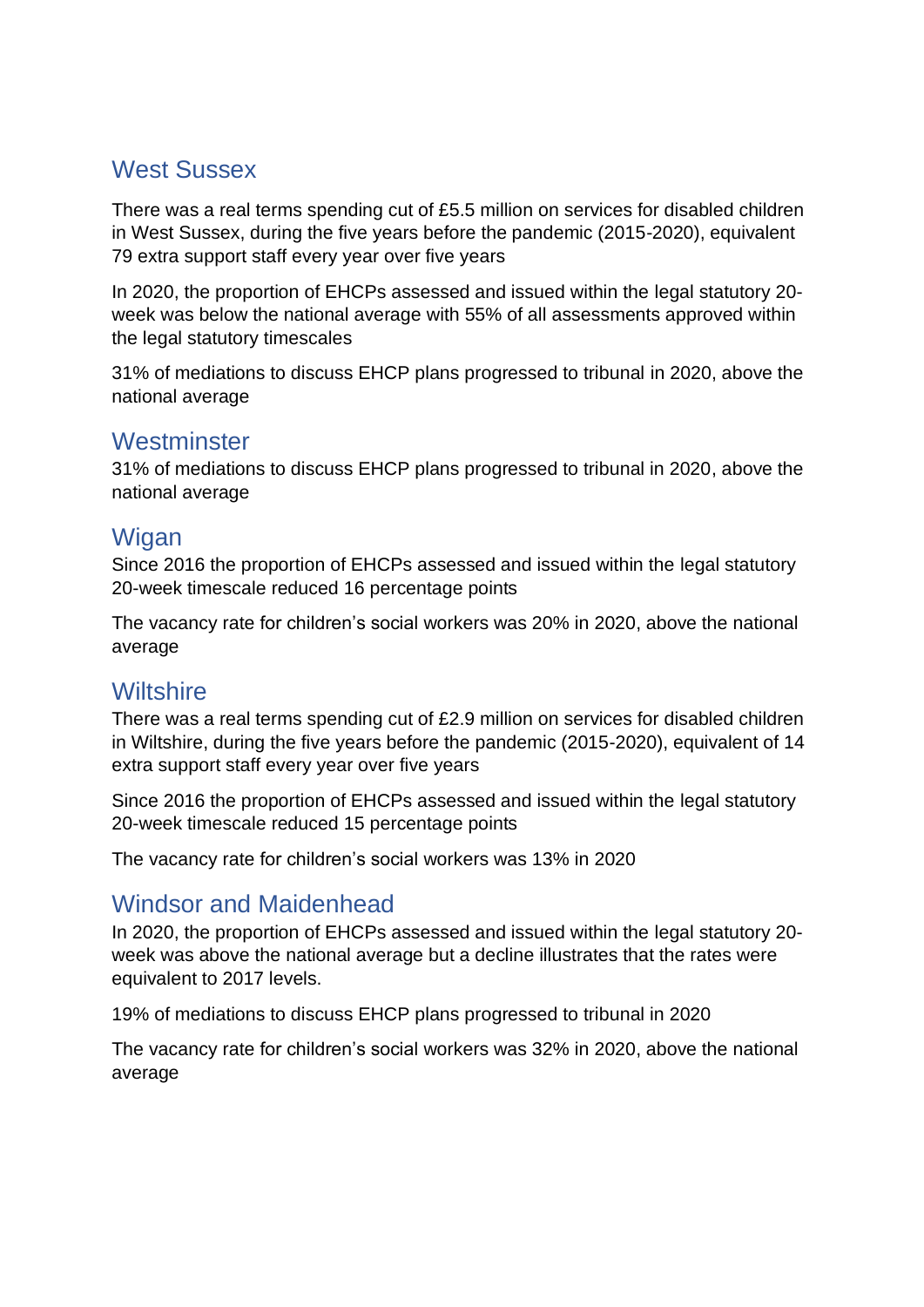## West Sussex

There was a real terms spending cut of £5.5 million on services for disabled children in West Sussex, during the five years before the pandemic (2015-2020), equivalent 79 extra support staff every year over five years

In 2020, the proportion of EHCPs assessed and issued within the legal statutory 20-week was below the national average with 55% of all assessments approved within the legal statutory timescales

31% of mediations to discuss EHCP plans progressed to tribunal in 2020, above the national average

## Westminster

31% of mediations to discuss EHCP plans progressed to tribunal in 2020, above the national average

## Wigan

Since 2016 the proportion of EHCPs assessed and issued within the legal statutory 20-week timescale reduced 16 percentage points

The vacancy rate for children's social workers was 20% in 2020, above the national average

## Wiltshire

There was a real terms spending cut of £2.9 million on services for disabled children in Wiltshire, during the five years before the pandemic (2015-2020), equivalent of 14 extra support staff every year over five years

Since 2016 the proportion of EHCPs assessed and issued within the legal statutory 20-week timescale reduced 15 percentage points

The vacancy rate for children's social workers was 13% in 2020

## Windsor and Maidenhead

In 2020, the proportion of EHCPs assessed and issued within the legal statutory 20-week was above the national average but a decline illustrates that the rates were equivalent to 2017 levels.

19% of mediations to discuss EHCP plans progressed to tribunal in 2020

The vacancy rate for children's social workers was 32% in 2020, above the national average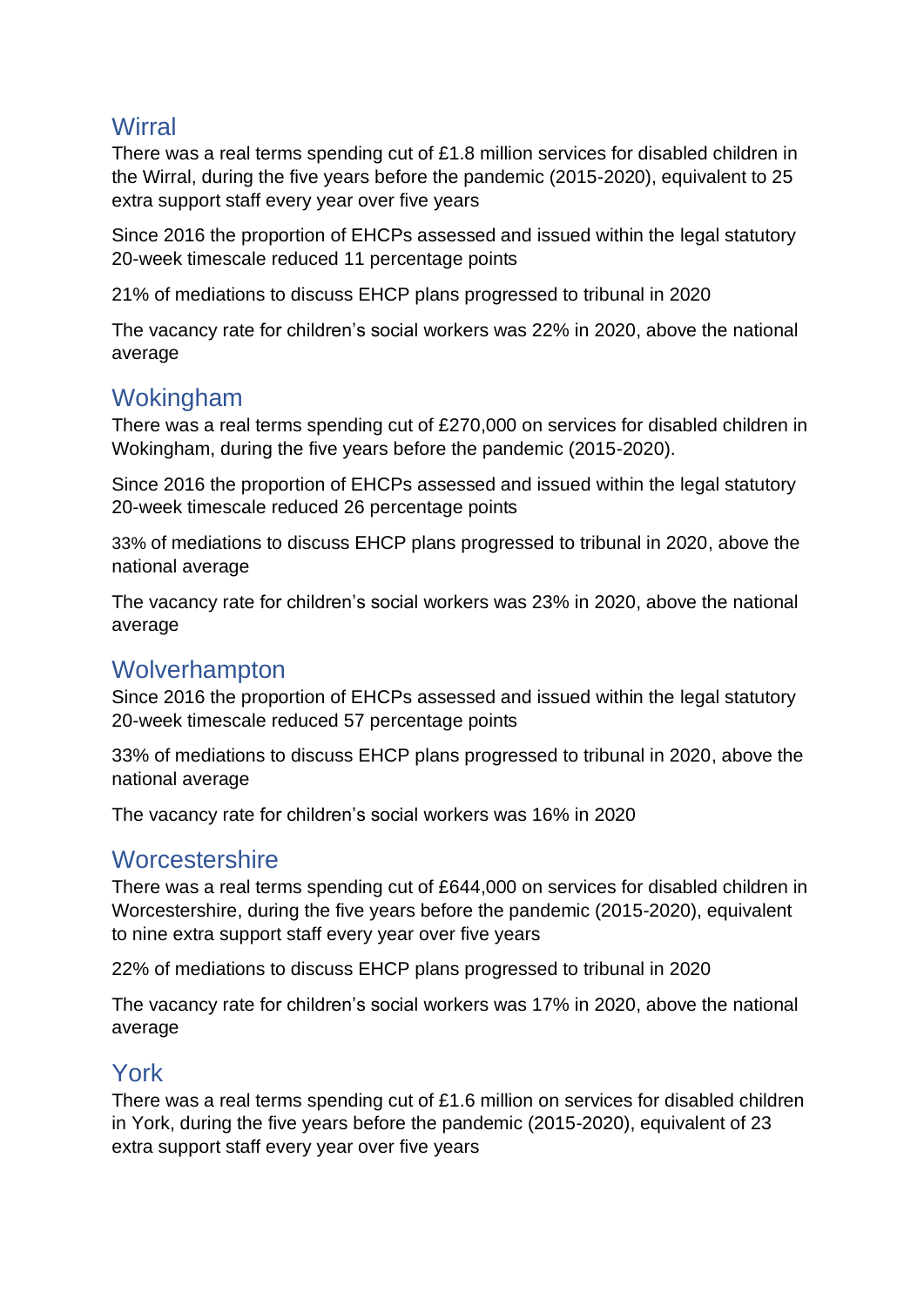## Wirral

There was a real terms spending cut of £1.8 million services for disabled children in the Wirral, during the five years before the pandemic (2015-2020), equivalent to 25 extra support staff every year over five years

Since 2016 the proportion of EHCPs assessed and issued within the legal statutory 20-week timescale reduced 11 percentage points

21% of mediations to discuss EHCP plans progressed to tribunal in 2020

The vacancy rate for children's social workers was 22% in 2020, above the national average

## Wokingham

There was a real terms spending cut of £270,000 on services for disabled children in Wokingham, during the five years before the pandemic (2015-2020).

Since 2016 the proportion of EHCPs assessed and issued within the legal statutory 20-week timescale reduced 26 percentage points

33% of mediations to discuss EHCP plans progressed to tribunal in 2020, above the national average

The vacancy rate for children's social workers was 23% in 2020, above the national average

## Wolverhampton

Since 2016 the proportion of EHCPs assessed and issued within the legal statutory 20-week timescale reduced 57 percentage points

33% of mediations to discuss EHCP plans progressed to tribunal in 2020, above the national average

The vacancy rate for children's social workers was 16% in 2020

## Worcestershire

There was a real terms spending cut of £644,000 on services for disabled children in Worcestershire, during the five years before the pandemic (2015-2020), equivalent to nine extra support staff every year over five years

22% of mediations to discuss EHCP plans progressed to tribunal in 2020

The vacancy rate for children's social workers was 17% in 2020, above the national average

## York

There was a real terms spending cut of £1.6 million on services for disabled children in York, during the five years before the pandemic (2015-2020), equivalent of 23 extra support staff every year over five years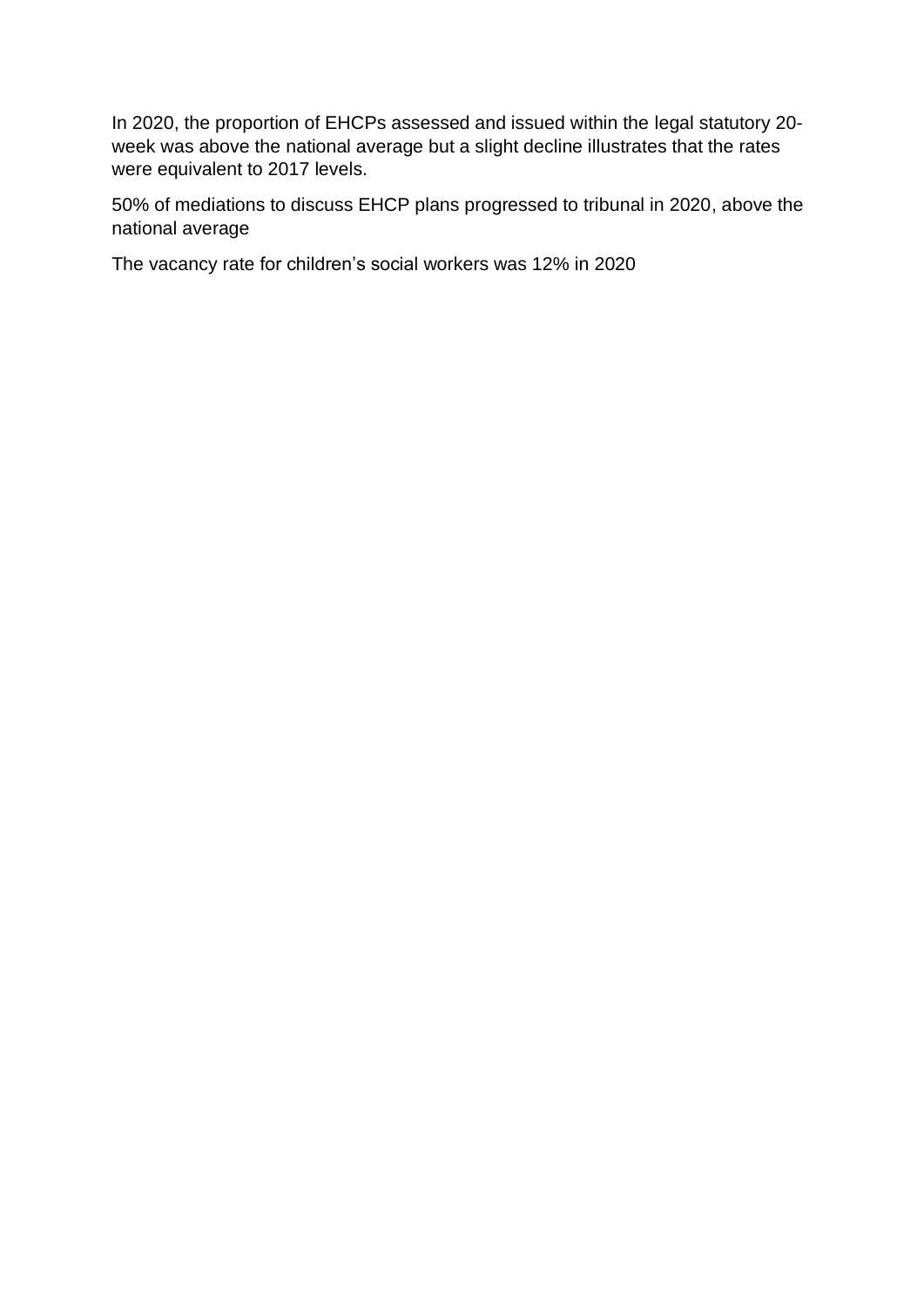In 2020, the proportion of EHCPs assessed and issued within the legal statutory 20-week was above the national average but a slight decline illustrates that the rates were equivalent to 2017 levels.

50% of mediations to discuss EHCP plans progressed to tribunal in 2020, above the national average

The vacancy rate for children's social workers was 12% in 2020